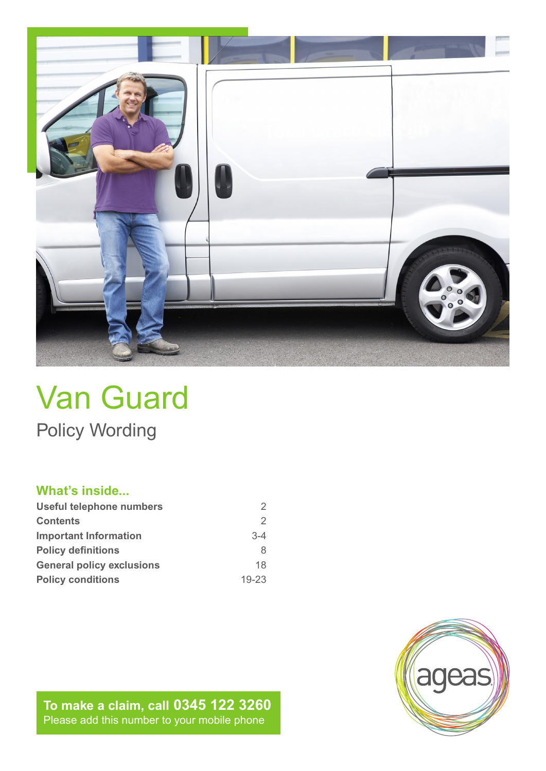# Van Guard

## Policy Wording

### What's inside...

| | |
|---|---|
| **Useful telephone numbers** | 2 |
| **Contents** | 2 |
| **Important Information** | 3-4 |
| **Policy definitions** | 8 |
| **General policy exclusions** | 18 |
| **Policy conditions** | 19-23 |

**To make a claim, call 0345 122 3260**
Please add this number to your mobile phone

ageas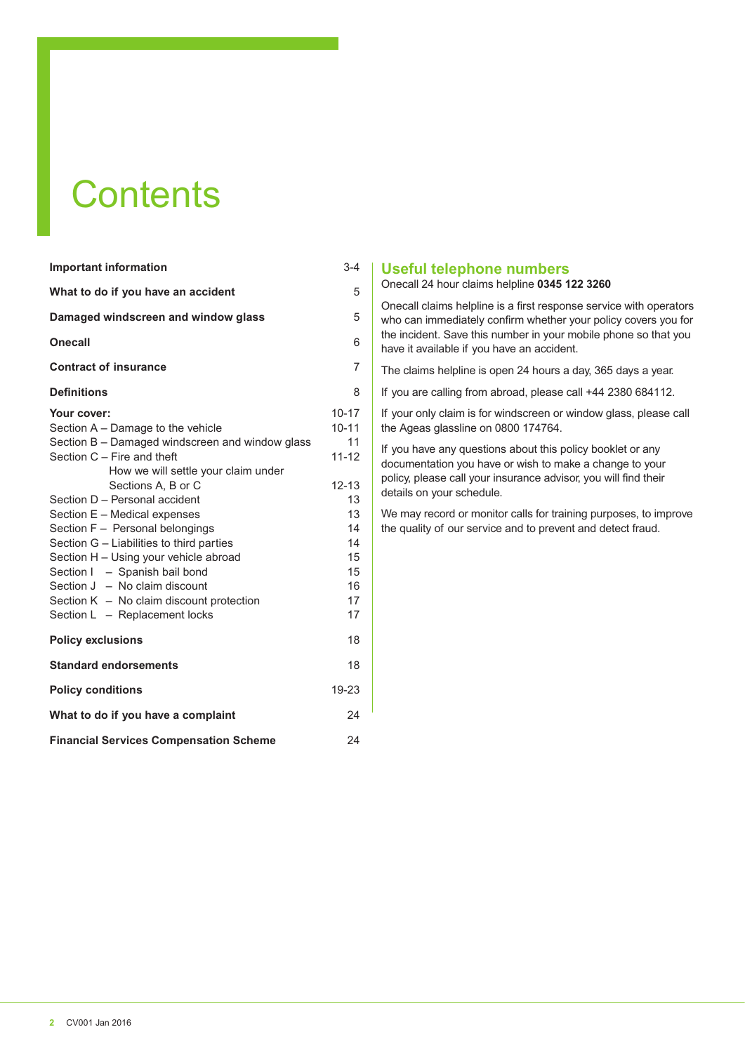# Contents

| | |
|---|---|
| **Important information** | 3-4 |
| **What to do if you have an accident** | 5 |
| **Damaged windscreen and window glass** | 5 |
| **Onecall** | 6 |
| **Contract of insurance** | 7 |
| **Definitions** | 8 |
| **Your cover:** | 10-17 |
| Section A – Damage to the vehicle | 10-11 |
| Section B – Damaged windscreen and window glass | 11 |
| Section C – Fire and theft | 11-12 |
| How we will settle your claim under Sections A, B or C | 12-13 |
| Section D – Personal accident | 13 |
| Section E – Medical expenses | 13 |
| Section F – Personal belongings | 14 |
| Section G – Liabilities to third parties | 14 |
| Section H – Using your vehicle abroad | 15 |
| Section I – Spanish bail bond | 15 |
| Section J – No claim discount | 16 |
| Section K – No claim discount protection | 17 |
| Section L – Replacement locks | 17 |
| **Policy exclusions** | 18 |
| **Standard endorsements** | 18 |
| **Policy conditions** | 19-23 |
| **What to do if you have a complaint** | 24 |
| **Financial Services Compensation Scheme** | 24 |

## Useful telephone numbers

Onecall 24 hour claims helpline **0345 122 3260**

Onecall claims helpline is a first response service with operators who can immediately confirm whether your policy covers you for the incident. Save this number in your mobile phone so that you have it available if you have an accident.

The claims helpline is open 24 hours a day, 365 days a year.

If you are calling from abroad, please call +44 2380 684112.

If your only claim is for windscreen or window glass, please call the Ageas glassline on 0800 174764.

If you have any questions about this policy booklet or any documentation you have or wish to make a change to your policy, please call your insurance advisor, you will find their details on your schedule.

We may record or monitor calls for training purposes, to improve the quality of our service and to prevent and detect fraud.

CV001 Jan 2016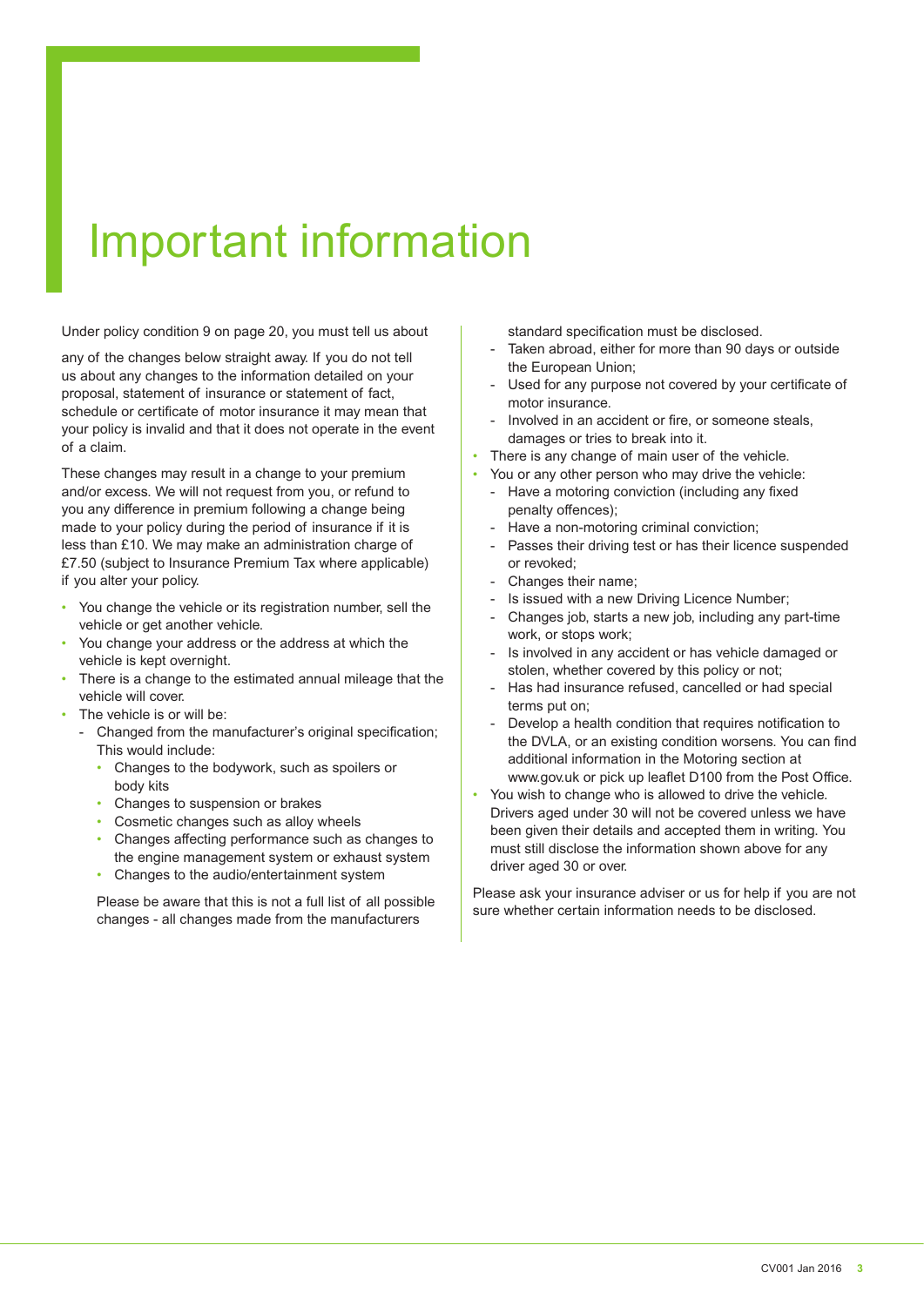# Important information

Under policy condition 9 on page 20, you must tell us about

any of the changes below straight away. If you do not tell us about any changes to the information detailed on your proposal, statement of insurance or statement of fact, schedule or certificate of motor insurance it may mean that your policy is invalid and that it does not operate in the event of a claim.

These changes may result in a change to your premium and/or excess. We will not request from you, or refund to you any difference in premium following a change being made to your policy during the period of insurance if it is less than £10. We may make an administration charge of £7.50 (subject to Insurance Premium Tax where applicable) if you alter your policy.

- You change the vehicle or its registration number, sell the vehicle or get another vehicle.
- You change your address or the address at which the vehicle is kept overnight.
- There is a change to the estimated annual mileage that the vehicle will cover.
- The vehicle is or will be:
  - Changed from the manufacturer's original specification; This would include:
    - Changes to the bodywork, such as spoilers or body kits
    - Changes to suspension or brakes
    - Cosmetic changes such as alloy wheels
    - Changes affecting performance such as changes to the engine management system or exhaust system
    - Changes to the audio/entertainment system

    Please be aware that this is not a full list of all possible changes - all changes made from the manufacturers standard specification must be disclosed.
  - Taken abroad, either for more than 90 days or outside the European Union;
  - Used for any purpose not covered by your certificate of motor insurance.
  - Involved in an accident or fire, or someone steals, damages or tries to break into it.
- There is any change of main user of the vehicle.
- You or any other person who may drive the vehicle:
  - Have a motoring conviction (including any fixed penalty offences);
  - Have a non-motoring criminal conviction;
  - Passes their driving test or has their licence suspended or revoked;
  - Changes their name;
  - Is issued with a new Driving Licence Number;
  - Changes job, starts a new job, including any part-time work, or stops work;
  - Is involved in any accident or has vehicle damaged or stolen, whether covered by this policy or not;
  - Has had insurance refused, cancelled or had special terms put on;
  - Develop a health condition that requires notification to the DVLA, or an existing condition worsens. You can find additional information in the Motoring section at www.gov.uk or pick up leaflet D100 from the Post Office.
- You wish to change who is allowed to drive the vehicle. Drivers aged under 30 will not be covered unless we have been given their details and accepted them in writing. You must still disclose the information shown above for any driver aged 30 or over.

Please ask your insurance adviser or us for help if you are not sure whether certain information needs to be disclosed.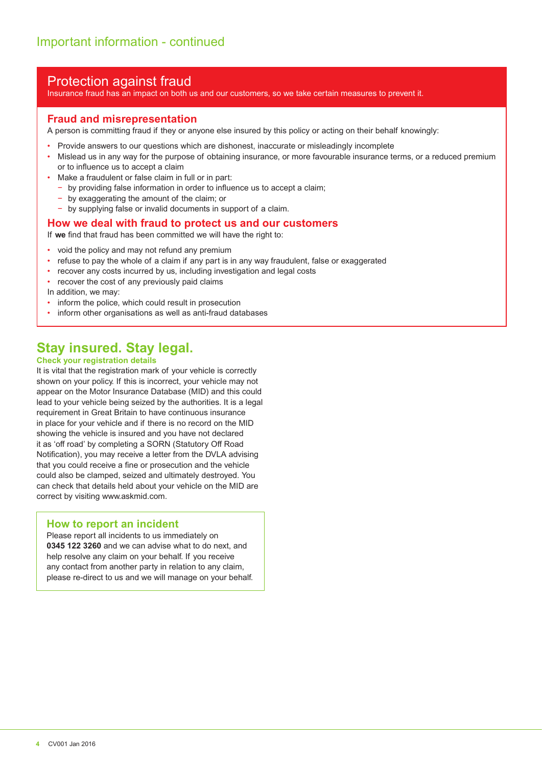## Important information - continued

## Protection against fraud

Insurance fraud has an impact on both us and our customers, so we take certain measures to prevent it.

### Fraud and misrepresentation

A person is committing fraud if they or anyone else insured by this policy or acting on their behalf knowingly:

- Provide answers to our questions which are dishonest, inaccurate or misleadingly incomplete
- Mislead us in any way for the purpose of obtaining insurance, or more favourable insurance terms, or a reduced premium or to influence us to accept a claim
- Make a fraudulent or false claim in full or in part:
  - by providing false information in order to influence us to accept a claim;
  - by exaggerating the amount of the claim; or
  - by supplying false or invalid documents in support of a claim.

### How we deal with fraud to protect us and our customers

If **we** find that fraud has been committed we will have the right to:

- void the policy and may not refund any premium
- refuse to pay the whole of a claim if any part is in any way fraudulent, false or exaggerated
- recover any costs incurred by us, including investigation and legal costs
- recover the cost of any previously paid claims

In addition, we may:

- inform the police, which could result in prosecution
- inform other organisations as well as anti-fraud databases

## Stay insured. Stay legal.

### Check your registration details

It is vital that the registration mark of your vehicle is correctly shown on your policy. If this is incorrect, your vehicle may not appear on the Motor Insurance Database (MID) and this could lead to your vehicle being seized by the authorities. It is a legal requirement in Great Britain to have continuous insurance in place for your vehicle and if there is no record on the MID showing the vehicle is insured and you have not declared it as 'off road' by completing a SORN (Statutory Off Road Notification), you may receive a letter from the DVLA advising that you could receive a fine or prosecution and the vehicle could also be clamped, seized and ultimately destroyed. You can check that details held about your vehicle on the MID are correct by visiting www.askmid.com.

### How to report an incident

Please report all incidents to us immediately on **0345 122 3260** and we can advise what to do next, and help resolve any claim on your behalf. If you receive any contact from another party in relation to any claim, please re-direct to us and we will manage on your behalf.

CV001 Jan 2016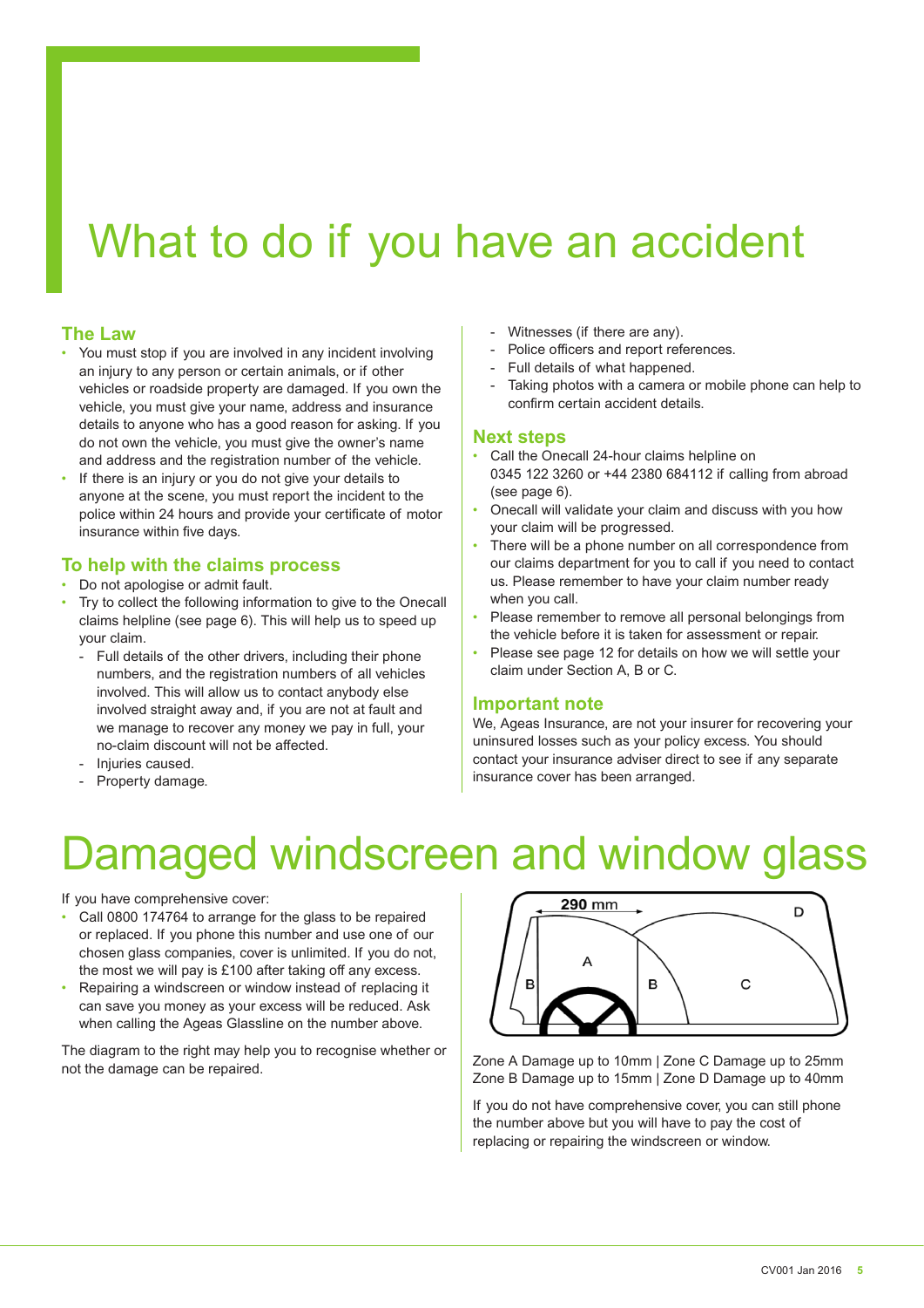# What to do if you have an accident

## The Law

- You must stop if you are involved in any incident involving an injury to any person or certain animals, or if other vehicles or roadside property are damaged. If you own the vehicle, you must give your name, address and insurance details to anyone who has a good reason for asking. If you do not own the vehicle, you must give the owner's name and address and the registration number of the vehicle.
- If there is an injury or you do not give your details to anyone at the scene, you must report the incident to the police within 24 hours and provide your certificate of motor insurance within five days.

## To help with the claims process

- Do not apologise or admit fault.
- Try to collect the following information to give to the Onecall claims helpline (see page 6). This will help us to speed up your claim.
  - Full details of the other drivers, including their phone numbers, and the registration numbers of all vehicles involved. This will allow us to contact anybody else involved straight away and, if you are not at fault and we manage to recover any money we pay in full, your no-claim discount will not be affected.
  - Injuries caused.
  - Property damage.
  - Witnesses (if there are any).
  - Police officers and report references.
  - Full details of what happened.
  - Taking photos with a camera or mobile phone can help to confirm certain accident details.

## Next steps

- Call the Onecall 24-hour claims helpline on 0345 122 3260 or +44 2380 684112 if calling from abroad (see page 6).
- Onecall will validate your claim and discuss with you how your claim will be progressed.
- There will be a phone number on all correspondence from our claims department for you to call if you need to contact us. Please remember to have your claim number ready when you call.
- Please remember to remove all personal belongings from the vehicle before it is taken for assessment or repair.
- Please see page 12 for details on how we will settle your claim under Section A, B or C.

## Important note

We, Ageas Insurance, are not your insurer for recovering your uninsured losses such as your policy excess. You should contact your insurance adviser direct to see if any separate insurance cover has been arranged.

# Damaged windscreen and window glass

If you have comprehensive cover:

- Call 0800 174764 to arrange for the glass to be repaired or replaced. If you phone this number and use one of our chosen glass companies, cover is unlimited. If you do not, the most we will pay is £100 after taking off any excess.
- Repairing a windscreen or window instead of replacing it can save you money as your excess will be reduced. Ask when calling the Ageas Glassline on the number above.

The diagram to the right may help you to recognise whether or not the damage can be repaired.

290 mm

Zone A Damage up to 10mm | Zone C Damage up to 25mm
Zone B Damage up to 15mm | Zone D Damage up to 40mm

If you do not have comprehensive cover, you can still phone the number above but you will have to pay the cost of replacing or repairing the windscreen or window.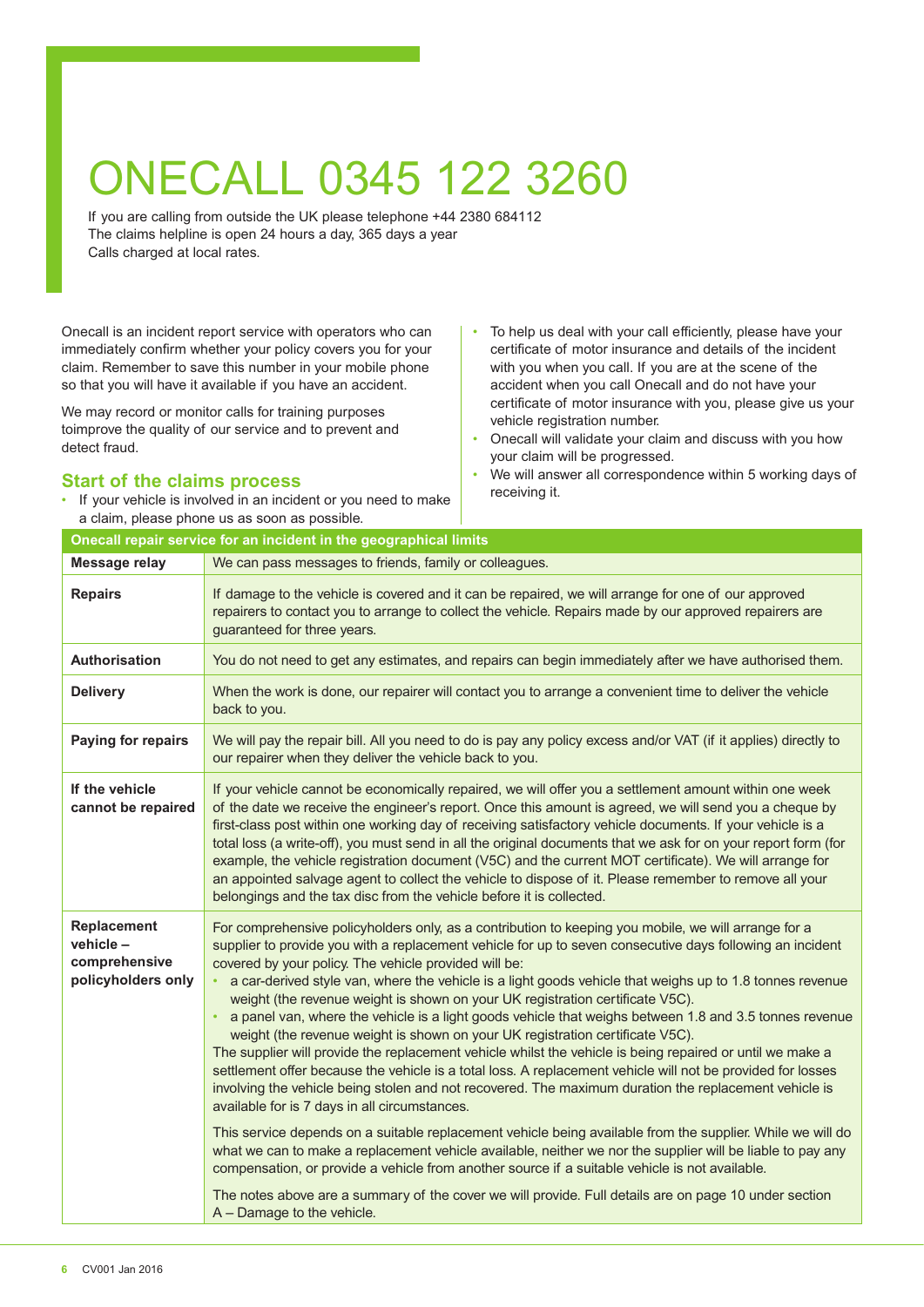# ONECALL 0345 122 3260

If you are calling from outside the UK please telephone +44 2380 684112
The claims helpline is open 24 hours a day, 365 days a year
Calls charged at local rates.

Onecall is an incident report service with operators who can immediately confirm whether your policy covers you for your claim. Remember to save this number in your mobile phone so that you will have it available if you have an accident.

We may record or monitor calls for training purposes toimprove the quality of our service and to prevent and detect fraud.

## Start of the claims process

- If your vehicle is involved in an incident or you need to make a claim, please phone us as soon as possible.
- To help us deal with your call efficiently, please have your certificate of motor insurance and details of the incident with you when you call. If you are at the scene of the accident when you call Onecall and do not have your certificate of motor insurance with you, please give us your vehicle registration number.
- Onecall will validate your claim and discuss with you how your claim will be progressed.
- We will answer all correspondence within 5 working days of receiving it.

| Onecall repair service for an incident in the geographical limits | |
|---|---|
| **Message relay** | We can pass messages to friends, family or colleagues. |
| **Repairs** | If damage to the vehicle is covered and it can be repaired, we will arrange for one of our approved repairers to contact you to arrange to collect the vehicle. Repairs made by our approved repairers are guaranteed for three years. |
| **Authorisation** | You do not need to get any estimates, and repairs can begin immediately after we have authorised them. |
| **Delivery** | When the work is done, our repairer will contact you to arrange a convenient time to deliver the vehicle back to you. |
| **Paying for repairs** | We will pay the repair bill. All you need to do is pay any policy excess and/or VAT (if it applies) directly to our repairer when they deliver the vehicle back to you. |
| **If the vehicle cannot be repaired** | If your vehicle cannot be economically repaired, we will offer you a settlement amount within one week of the date we receive the engineer's report. Once this amount is agreed, we will send you a cheque by first-class post within one working day of receiving satisfactory vehicle documents. If your vehicle is a total loss (a write-off), you must send in all the original documents that we ask for on your report form (for example, the vehicle registration document (V5C) and the current MOT certificate). We will arrange for an appointed salvage agent to collect the vehicle to dispose of it. Please remember to remove all your belongings and the tax disc from the vehicle before it is collected. |
| **Replacement vehicle – comprehensive policyholders only** | For comprehensive policyholders only, as a contribution to keeping you mobile, we will arrange for a supplier to provide you with a replacement vehicle for up to seven consecutive days following an incident covered by your policy. The vehicle provided will be:<br>• a car-derived style van, where the vehicle is a light goods vehicle that weighs up to 1.8 tonnes revenue weight (the revenue weight is shown on your UK registration certificate V5C).<br>• a panel van, where the vehicle is a light goods vehicle that weighs between 1.8 and 3.5 tonnes revenue weight (the revenue weight is shown on your UK registration certificate V5C).<br>The supplier will provide the replacement vehicle whilst the vehicle is being repaired or until we make a settlement offer because the vehicle is a total loss. A replacement vehicle will not be provided for losses involving the vehicle being stolen and not recovered. The maximum duration the replacement vehicle is available for is 7 days in all circumstances.<br><br>This service depends on a suitable replacement vehicle being available from the supplier. While we will do what we can to make a replacement vehicle available, neither we nor the supplier will be liable to pay any compensation, or provide a vehicle from another source if a suitable vehicle is not available.<br><br>The notes above are a summary of the cover we will provide. Full details are on page 10 under section A – Damage to the vehicle. |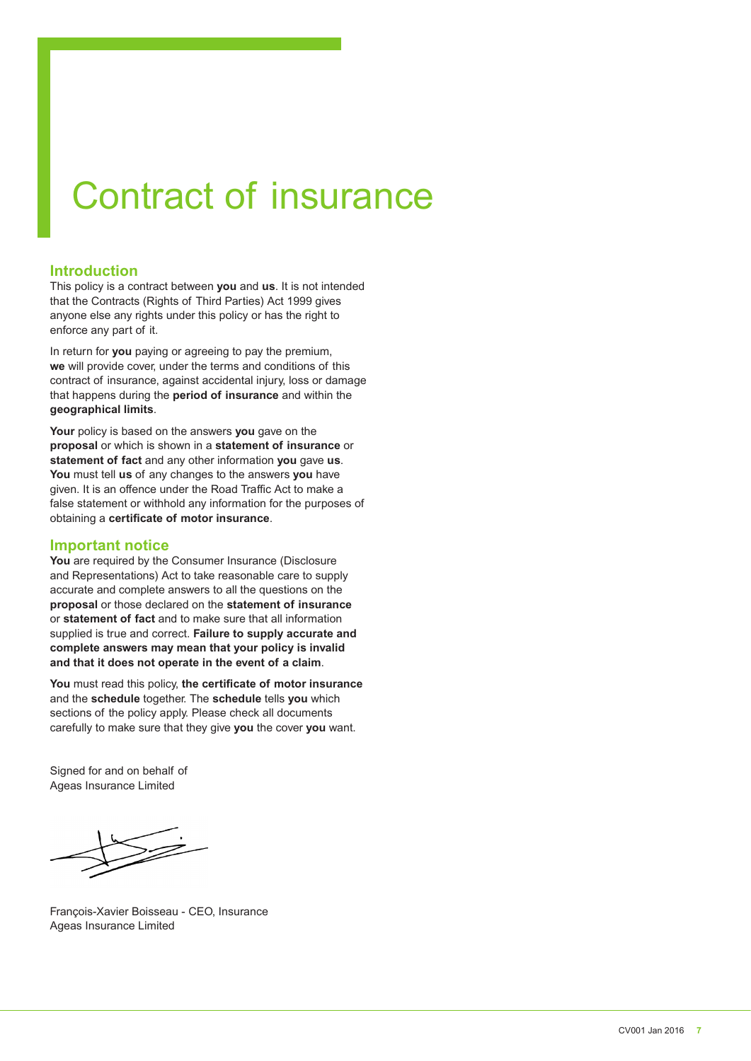# Contract of insurance

## Introduction

This policy is a contract between **you** and **us**. It is not intended that the Contracts (Rights of Third Parties) Act 1999 gives anyone else any rights under this policy or has the right to enforce any part of it.

In return for **you** paying or agreeing to pay the premium, **we** will provide cover, under the terms and conditions of this contract of insurance, against accidental injury, loss or damage that happens during the **period of insurance** and within the **geographical limits**.

**Your** policy is based on the answers **you** gave on the **proposal** or which is shown in a **statement of insurance** or **statement of fact** and any other information **you** gave **us**. **You** must tell **us** of any changes to the answers **you** have given. It is an offence under the Road Traffic Act to make a false statement or withhold any information for the purposes of obtaining a **certificate of motor insurance**.

## Important notice

**You** are required by the Consumer Insurance (Disclosure and Representations) Act to take reasonable care to supply accurate and complete answers to all the questions on the **proposal** or those declared on the **statement of insurance** or **statement of fact** and to make sure that all information supplied is true and correct. **Failure to supply accurate and complete answers may mean that your policy is invalid and that it does not operate in the event of a claim**.

**You** must read this policy, **the certificate of motor insurance** and the **schedule** together. The **schedule** tells **you** which sections of the policy apply. Please check all documents carefully to make sure that they give **you** the cover **you** want.

Signed for and on behalf of
Ageas Insurance Limited

François-Xavier Boisseau - CEO, Insurance
Ageas Insurance Limited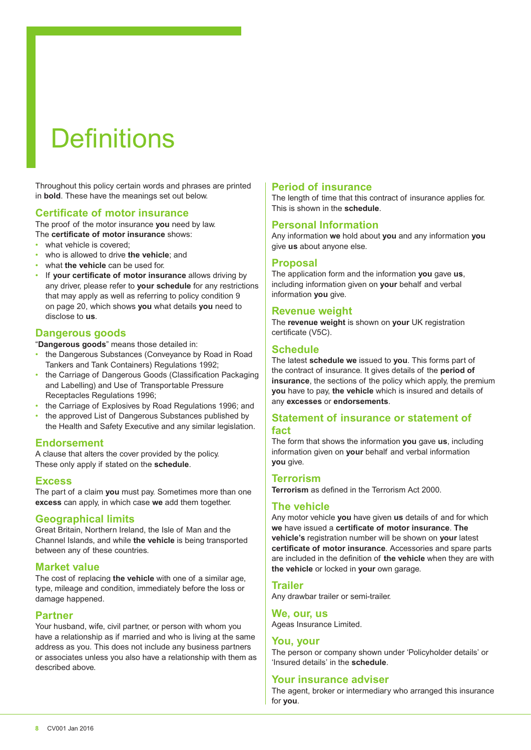# Definitions

Throughout this policy certain words and phrases are printed in **bold**. These have the meanings set out below.

## Certificate of motor insurance

The proof of the motor insurance **you** need by law.
The **certificate of motor insurance** shows:

- what vehicle is covered;
- who is allowed to drive **the vehicle**; and
- what **the vehicle** can be used for.
- If **your certificate of motor insurance** allows driving by any driver, please refer to **your schedule** for any restrictions that may apply as well as referring to policy condition 9 on page 20, which shows **you** what details **you** need to disclose to **us**.

## Dangerous goods

"**Dangerous goods**" means those detailed in:

- the Dangerous Substances (Conveyance by Road in Road Tankers and Tank Containers) Regulations 1992;
- the Carriage of Dangerous Goods (Classification Packaging and Labelling) and Use of Transportable Pressure Receptacles Regulations 1996;
- the Carriage of Explosives by Road Regulations 1996; and
- the approved List of Dangerous Substances published by the Health and Safety Executive and any similar legislation.

## Endorsement

A clause that alters the cover provided by the policy. These only apply if stated on the **schedule**.

## Excess

The part of a claim **you** must pay. Sometimes more than one **excess** can apply, in which case **we** add them together.

## Geographical limits

Great Britain, Northern Ireland, the Isle of Man and the Channel Islands, and while **the vehicle** is being transported between any of these countries.

## Market value

The cost of replacing **the vehicle** with one of a similar age, type, mileage and condition, immediately before the loss or damage happened.

## Partner

Your husband, wife, civil partner, or person with whom you have a relationship as if married and who is living at the same address as you. This does not include any business partners or associates unless you also have a relationship with them as described above.

## Period of insurance

The length of time that this contract of insurance applies for. This is shown in the **schedule**.

## Personal Information

Any information **we** hold about **you** and any information **you** give **us** about anyone else.

## Proposal

The application form and the information **you** gave **us**, including information given on **your** behalf and verbal information **you** give.

## Revenue weight

The **revenue weight** is shown on **your** UK registration certificate (V5C).

## Schedule

The latest **schedule we** issued to **you**. This forms part of the contract of insurance. It gives details of the **period of insurance**, the sections of the policy which apply, the premium **you** have to pay, **the vehicle** which is insured and details of any **excesses** or **endorsements**.

## Statement of insurance or statement of fact

The form that shows the information **you** gave **us**, including information given on **your** behalf and verbal information **you** give.

## Terrorism

**Terrorism** as defined in the Terrorism Act 2000.

## The vehicle

Any motor vehicle **you** have given **us** details of and for which **we** have issued a **certificate of motor insurance**. **The vehicle's** registration number will be shown on **your** latest **certificate of motor insurance**. Accessories and spare parts are included in the definition of **the vehicle** when they are with **the vehicle** or locked in **your** own garage.

## Trailer

Any drawbar trailer or semi-trailer.

## We, our, us

Ageas Insurance Limited.

## You, your

The person or company shown under 'Policyholder details' or 'Insured details' in the **schedule**.

## Your insurance adviser

The agent, broker or intermediary who arranged this insurance for **you**.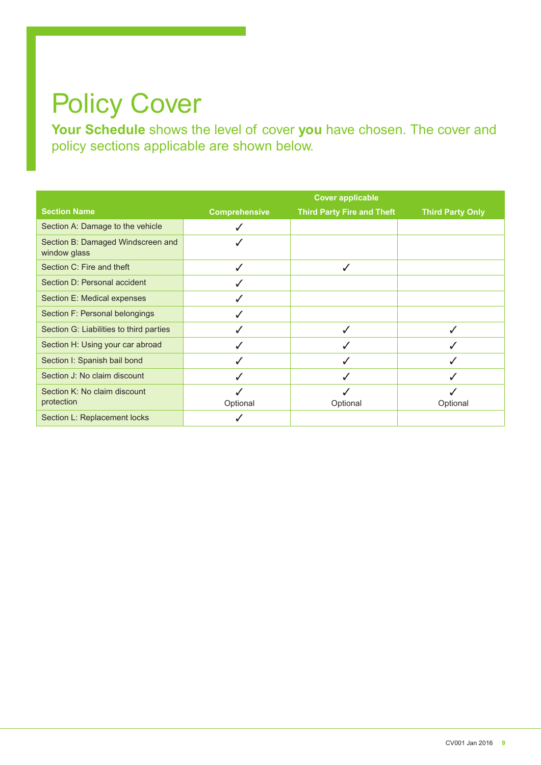# Policy Cover

**Your Schedule** shows the level of cover **you** have chosen. The cover and policy sections applicable are shown below.

| Section Name | Cover applicable | | |
|---|---|---|---|
| | Comprehensive | Third Party Fire and Theft | Third Party Only |
| Section A: Damage to the vehicle | ✓ | | |
| Section B: Damaged Windscreen and window glass | ✓ | | |
| Section C: Fire and theft | ✓ | ✓ | |
| Section D: Personal accident | ✓ | | |
| Section E: Medical expenses | ✓ | | |
| Section F: Personal belongings | ✓ | | |
| Section G: Liabilities to third parties | ✓ | ✓ | ✓ |
| Section H: Using your car abroad | ✓ | ✓ | ✓ |
| Section I: Spanish bail bond | ✓ | ✓ | ✓ |
| Section J: No claim discount | ✓ | ✓ | ✓ |
| Section K: No claim discount protection | ✓ Optional | ✓ Optional | ✓ Optional |
| Section L: Replacement locks | ✓ | | |

CV001 Jan 2016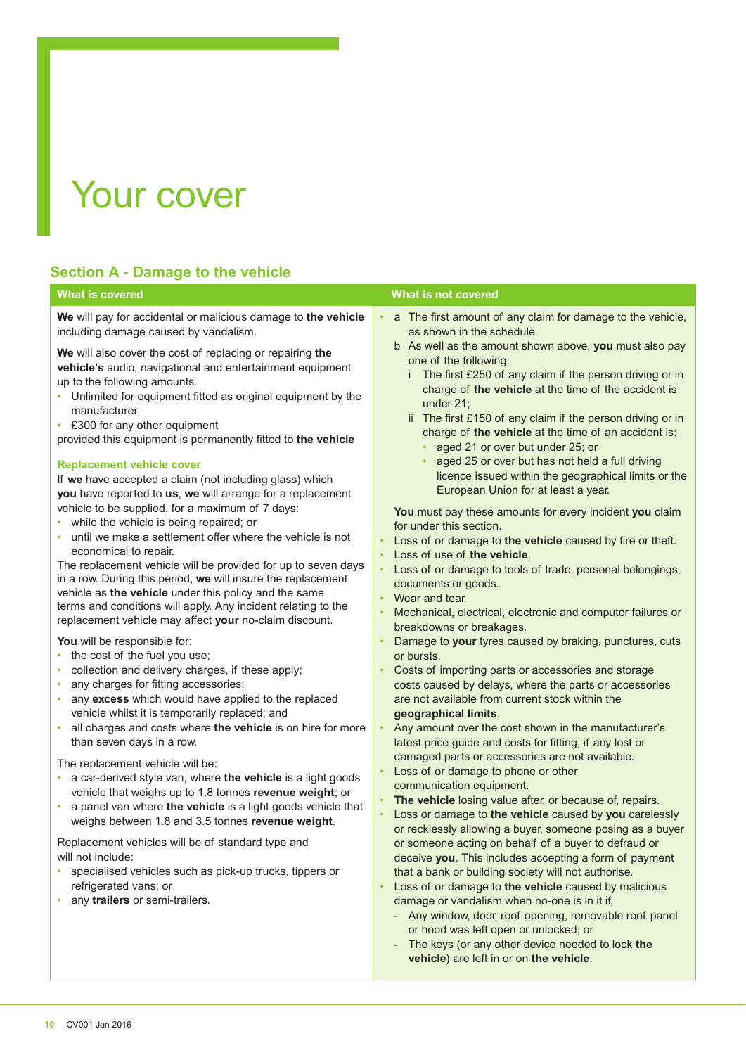# Your cover

## Section A - Damage to the vehicle

### What is covered

**We** will pay for accidental or malicious damage to **the vehicle** including damage caused by vandalism.

**We** will also cover the cost of replacing or repairing **the vehicle's** audio, navigational and entertainment equipment up to the following amounts.

- Unlimited for equipment fitted as original equipment by the manufacturer
- £300 for any other equipment

provided this equipment is permanently fitted to **the vehicle**

#### Replacement vehicle cover

If **we** have accepted a claim (not including glass) which **you** have reported to **us**, **we** will arrange for a replacement vehicle to be supplied, for a maximum of 7 days:

- while the vehicle is being repaired; or
- until we make a settlement offer where the vehicle is not economical to repair.

The replacement vehicle will be provided for up to seven days in a row. During this period, **we** will insure the replacement vehicle as **the vehicle** under this policy and the same terms and conditions will apply. Any incident relating to the replacement vehicle may affect **your** no-claim discount.

**You** will be responsible for:

- the cost of the fuel you use;
- collection and delivery charges, if these apply;
- any charges for fitting accessories;
- any **excess** which would have applied to the replaced vehicle whilst it is temporarily replaced; and
- all charges and costs where **the vehicle** is on hire for more than seven days in a row.

The replacement vehicle will be:

- a car-derived style van, where **the vehicle** is a light goods vehicle that weighs up to 1.8 tonnes **revenue weight**; or
- a panel van where **the vehicle** is a light goods vehicle that weighs between 1.8 and 3.5 tonnes **revenue weight**.

Replacement vehicles will be of standard type and will not include:

- specialised vehicles such as pick-up trucks, tippers or refrigerated vans; or
- any **trailers** or semi-trailers.

### What is not covered

- a The first amount of any claim for damage to the vehicle, as shown in the schedule.
  b As well as the amount shown above, **you** must also pay one of the following:
    i The first £250 of any claim if the person driving or in charge of **the vehicle** at the time of the accident is under 21;
    ii The first £150 of any claim if the person driving or in charge of **the vehicle** at the time of an accident is:
      - aged 21 or over but under 25; or
      - aged 25 or over but has not held a full driving licence issued within the geographical limits or the European Union for at least a year.

  **You** must pay these amounts for every incident **you** claim for under this section.
- Loss of or damage to **the vehicle** caused by fire or theft.
- Loss of use of **the vehicle**.
- Loss of or damage to tools of trade, personal belongings, documents or goods.
- Wear and tear.
- Mechanical, electrical, electronic and computer failures or breakdowns or breakages.
- Damage to **your** tyres caused by braking, punctures, cuts or bursts.
- Costs of importing parts or accessories and storage costs caused by delays, where the parts or accessories are not available from current stock within the **geographical limits**.
- Any amount over the cost shown in the manufacturer's latest price guide and costs for fitting, if any lost or damaged parts or accessories are not available.
- Loss of or damage to phone or other communication equipment.
- **The vehicle** losing value after, or because of, repairs.
- Loss or damage to **the vehicle** caused by **you** carelessly or recklessly allowing a buyer, someone posing as a buyer or someone acting on behalf of a buyer to defraud or deceive **you**. This includes accepting a form of payment that a bank or building society will not authorise.
- Loss of or damage to **the vehicle** caused by malicious damage or vandalism when no-one is in it if,
  - Any window, door, roof opening, removable roof panel or hood was left open or unlocked; or
  - The keys (or any other device needed to lock **the vehicle**) are left in or on **the vehicle**.

CV001 Jan 2016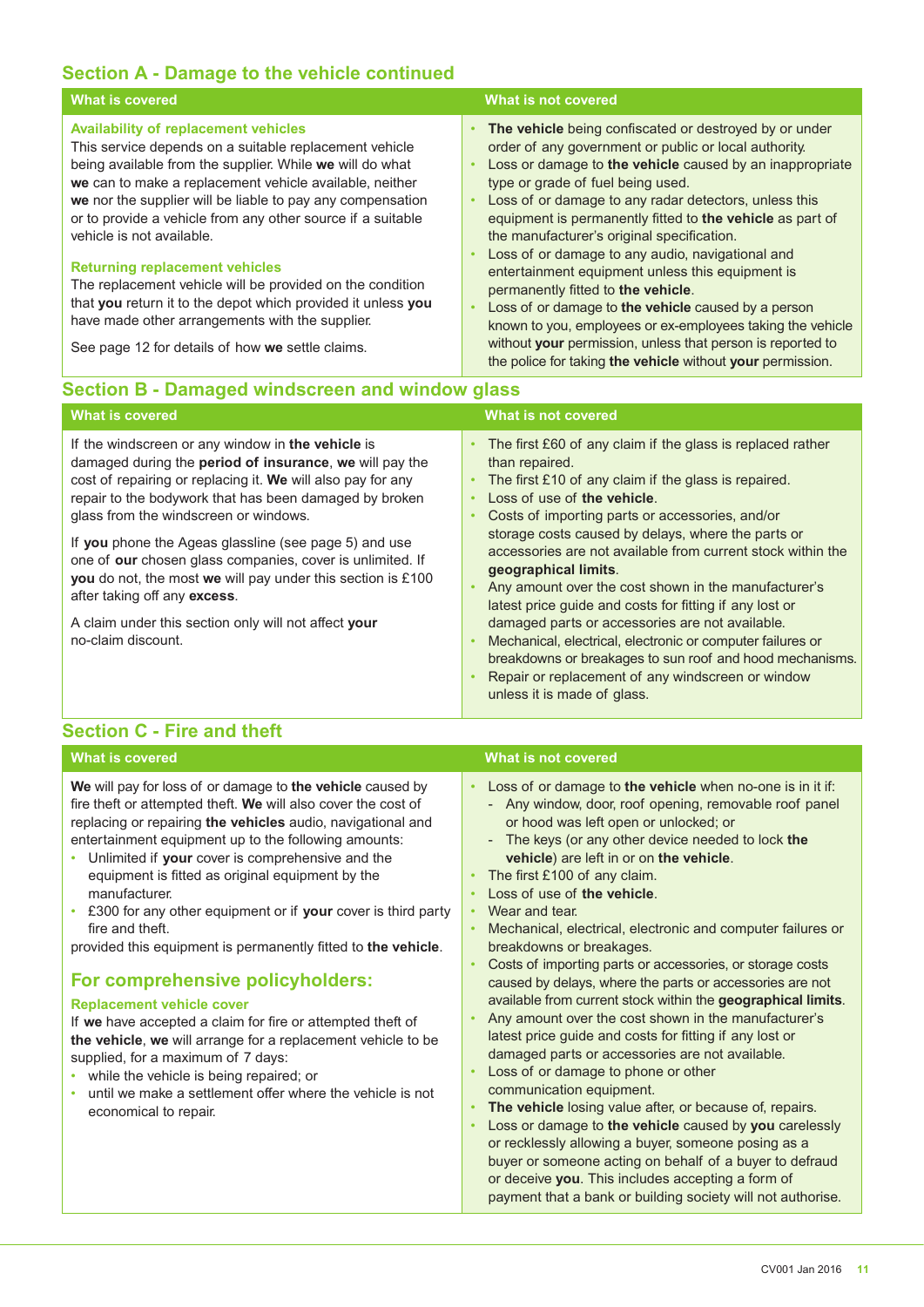## Section A - Damage to the vehicle continued

### What is covered

**Availability of replacement vehicles**

This service depends on a suitable replacement vehicle being available from the supplier. While **we** will do what **we** can to make a replacement vehicle available, neither **we** nor the supplier will be liable to pay any compensation or to provide a vehicle from any other source if a suitable vehicle is not available.

**Returning replacement vehicles**

The replacement vehicle will be provided on the condition that **you** return it to the depot which provided it unless **you** have made other arrangements with the supplier.

See page 12 for details of how **we** settle claims.

### What is not covered

- **The vehicle** being confiscated or destroyed by or under order of any government or public or local authority.
- Loss or damage to **the vehicle** caused by an inappropriate type or grade of fuel being used.
- Loss of or damage to any radar detectors, unless this equipment is permanently fitted to **the vehicle** as part of the manufacturer's original specification.
- Loss of or damage to any audio, navigational and entertainment equipment unless this equipment is permanently fitted to **the vehicle**.
- Loss of or damage to **the vehicle** caused by a person known to you, employees or ex-employees taking the vehicle without **your** permission, unless that person is reported to the police for taking **the vehicle** without **your** permission.

## Section B - Damaged windscreen and window glass

### What is covered

If the windscreen or any window in **the vehicle** is damaged during the **period of insurance**, **we** will pay the cost of repairing or replacing it. **We** will also pay for any repair to the bodywork that has been damaged by broken glass from the windscreen or windows.

If **you** phone the Ageas glassline (see page 5) and use one of **our** chosen glass companies, cover is unlimited. If **you** do not, the most **we** will pay under this section is £100 after taking off any **excess**.

A claim under this section only will not affect **your** no-claim discount.

### What is not covered

- The first £60 of any claim if the glass is replaced rather than repaired.
- The first £10 of any claim if the glass is repaired.
- Loss of use of **the vehicle**.
- Costs of importing parts or accessories, and/or storage costs caused by delays, where the parts or accessories are not available from current stock within the **geographical limits**.
- Any amount over the cost shown in the manufacturer's latest price guide and costs for fitting if any lost or damaged parts or accessories are not available.
- Mechanical, electrical, electronic or computer failures or breakdowns or breakages to sun roof and hood mechanisms.
- Repair or replacement of any windscreen or window unless it is made of glass.

## Section C - Fire and theft

### What is covered

**We** will pay for loss of or damage to **the vehicle** caused by fire theft or attempted theft. **We** will also cover the cost of replacing or repairing **the vehicles** audio, navigational and entertainment equipment up to the following amounts:

- Unlimited if **your** cover is comprehensive and the equipment is fitted as original equipment by the manufacturer.
- £300 for any other equipment or if **your** cover is third party fire and theft.

provided this equipment is permanently fitted to **the vehicle**.

### For comprehensive policyholders:

**Replacement vehicle cover**

If **we** have accepted a claim for fire or attempted theft of **the vehicle**, **we** will arrange for a replacement vehicle to be supplied, for a maximum of 7 days:

- while the vehicle is being repaired; or
- until we make a settlement offer where the vehicle is not economical to repair.

### What is not covered

- Loss of or damage to **the vehicle** when no-one is in it if:
  - Any window, door, roof opening, removable roof panel or hood was left open or unlocked; or
  - The keys (or any other device needed to lock **the vehicle**) are left in or on **the vehicle**.
- The first £100 of any claim.
- Loss of use of **the vehicle**.
- Wear and tear.
- Mechanical, electrical, electronic and computer failures or breakdowns or breakages.
- Costs of importing parts or accessories, or storage costs caused by delays, where the parts or accessories are not available from current stock within the **geographical limits**.
- Any amount over the cost shown in the manufacturer's latest price guide and costs for fitting if any lost or damaged parts or accessories are not available.
- Loss of or damage to phone or other communication equipment.
- **The vehicle** losing value after, or because of, repairs.
- Loss or damage to **the vehicle** caused by **you** carelessly or recklessly allowing a buyer, someone posing as a buyer or someone acting on behalf of a buyer to defraud or deceive **you**. This includes accepting a form of payment that a bank or building society will not authorise.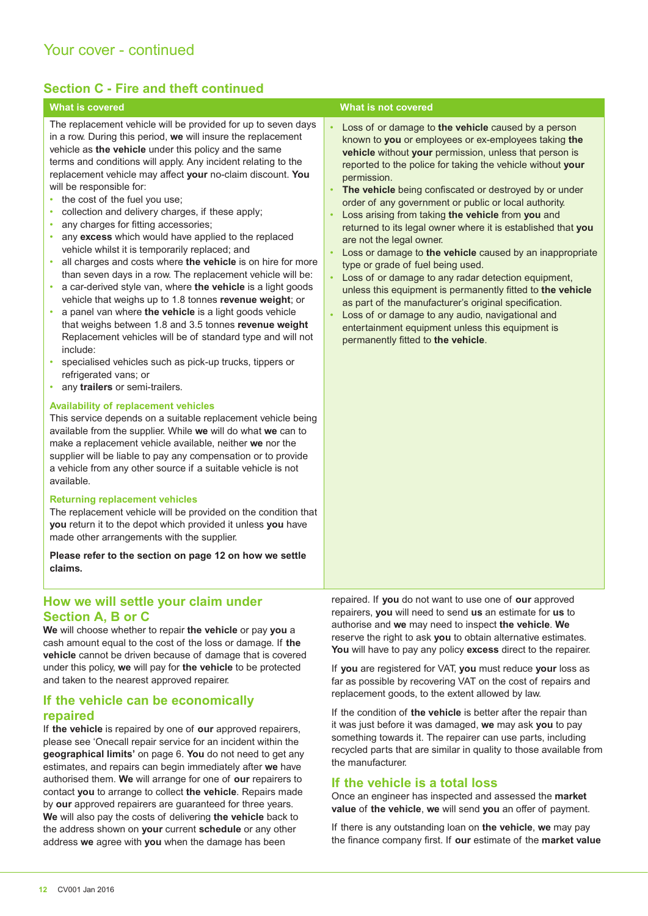# Your cover - continued

## Section C - Fire and theft continued

| What is covered | What is not covered |
|---|---|
| The replacement vehicle will be provided for up to seven days in a row. During this period, **we** will insure the replacement vehicle as **the vehicle** under this policy and the same terms and conditions will apply. Any incident relating to the replacement vehicle may affect **your** no-claim discount. **You** will be responsible for:<br>• the cost of the fuel you use;<br>• collection and delivery charges, if these apply;<br>• any charges for fitting accessories;<br>• any **excess** which would have applied to the replaced vehicle whilst it is temporarily replaced; and<br>• all charges and costs where **the vehicle** is on hire for more than seven days in a row. The replacement vehicle will be:<br>• a car-derived style van, where **the vehicle** is a light goods vehicle that weighs up to 1.8 tonnes **revenue weight**; or<br>• a panel van where **the vehicle** is a light goods vehicle that weighs between 1.8 and 3.5 tonnes **revenue weight** Replacement vehicles will be of standard type and will not include:<br>• specialised vehicles such as pick-up trucks, tippers or refrigerated vans; or<br>• any **trailers** or semi-trailers.<br><br>**Availability of replacement vehicles**<br>This service depends on a suitable replacement vehicle being available from the supplier. While **we** will do what **we** can to make a replacement vehicle available, neither **we** nor the supplier will be liable to pay any compensation or to provide a vehicle from any other source if a suitable vehicle is not available.<br><br>**Returning replacement vehicles**<br>The replacement vehicle will be provided on the condition that **you** return it to the depot which provided it unless **you** have made other arrangements with the supplier.<br><br>**Please refer to the section on page 12 on how we settle claims.** | • Loss of or damage to **the vehicle** caused by a person known to **you** or employees or ex-employees taking **the vehicle** without **your** permission, unless that person is reported to the police for taking the vehicle without **your** permission.<br>• **The vehicle** being confiscated or destroyed by or under order of any government or public or local authority.<br>• Loss arising from taking **the vehicle** from **you** and returned to its legal owner where it is established that **you** are not the legal owner.<br>• Loss or damage to **the vehicle** caused by an inappropriate type or grade of fuel being used.<br>• Loss of or damage to any radar detection equipment, unless this equipment is permanently fitted to **the vehicle** as part of the manufacturer's original specification.<br>• Loss of or damage to any audio, navigational and entertainment equipment unless this equipment is permanently fitted to **the vehicle**. |

## How we will settle your claim under Section A, B or C

**We** will choose whether to repair **the vehicle** or pay **you** a cash amount equal to the cost of the loss or damage. If **the vehicle** cannot be driven because of damage that is covered under this policy, **we** will pay for **the vehicle** to be protected and taken to the nearest approved repairer.

## If the vehicle can be economically repaired

If **the vehicle** is repaired by one of **our** approved repairers, please see 'Onecall repair service for an incident within the **geographical limits**' on page 6. **You** do not need to get any estimates, and repairs can begin immediately after **we** have authorised them. **We** will arrange for one of **our** repairers to contact **you** to arrange to collect **the vehicle**. Repairs made by **our** approved repairers are guaranteed for three years. **We** will also pay the costs of delivering **the vehicle** back to the address shown on **your** current **schedule** or any other address **we** agree with **you** when the damage has been repaired. If **you** do not want to use one of **our** approved repairers, **you** will need to send **us** an estimate for **us** to authorise and **we** may need to inspect **the vehicle**. **We** reserve the right to ask **you** to obtain alternative estimates. **You** will have to pay any policy **excess** direct to the repairer.

If **you** are registered for VAT, **you** must reduce **your** loss as far as possible by recovering VAT on the cost of repairs and replacement goods, to the extent allowed by law.

If the condition of **the vehicle** is better after the repair than it was just before it was damaged, **we** may ask **you** to pay something towards it. The repairer can use parts, including recycled parts that are similar in quality to those available from the manufacturer.

## If the vehicle is a total loss

Once an engineer has inspected and assessed the **market value** of **the vehicle**, **we** will send **you** an offer of payment.

If there is any outstanding loan on **the vehicle**, **we** may pay the finance company first. If **our** estimate of the **market value**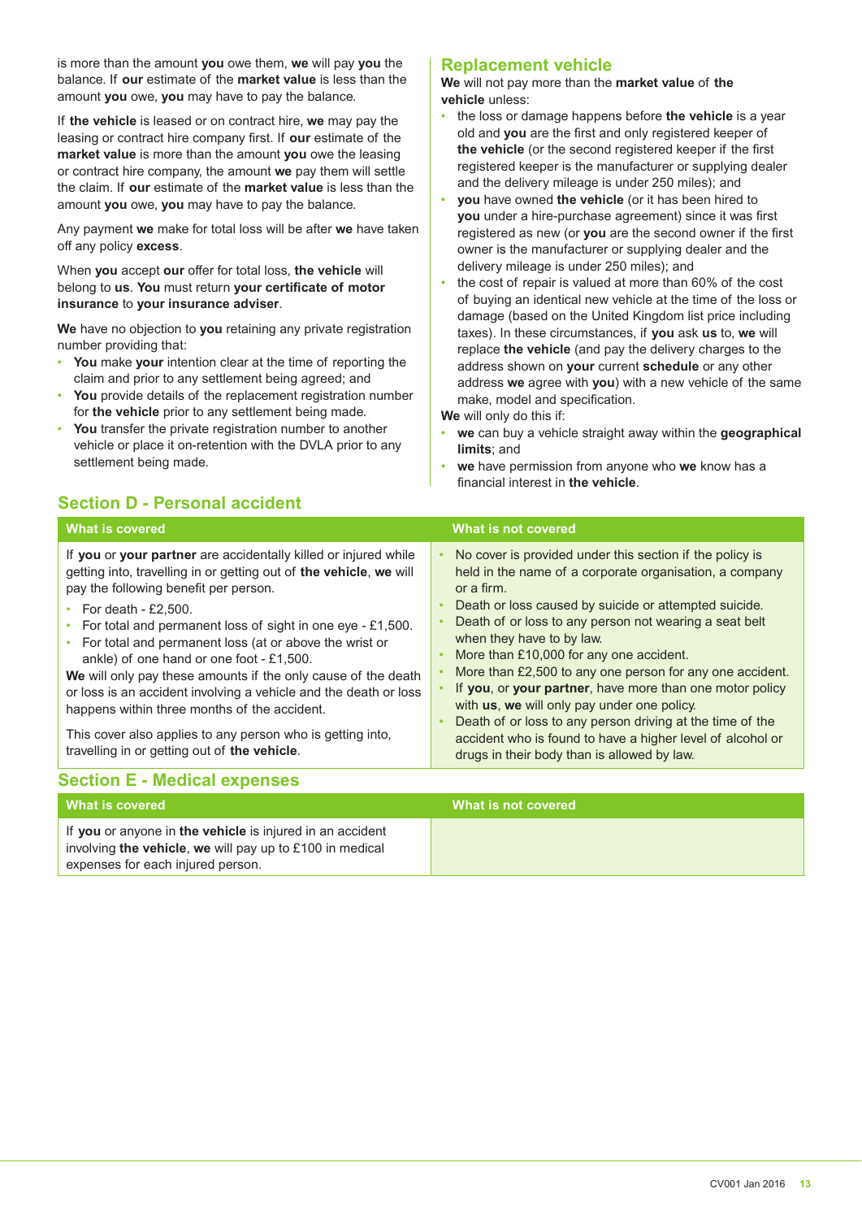is more than the amount **you** owe them, **we** will pay **you** the balance. If **our** estimate of the **market value** is less than the amount **you** owe, **you** may have to pay the balance.

If **the vehicle** is leased or on contract hire, **we** may pay the leasing or contract hire company first. If **our** estimate of the **market value** is more than the amount **you** owe the leasing or contract hire company, the amount **we** pay them will settle the claim. If **our** estimate of the **market value** is less than the amount **you** owe, **you** may have to pay the balance.

Any payment **we** make for total loss will be after **we** have taken off any policy **excess**.

When **you** accept **our** offer for total loss, **the vehicle** will belong to **us**. **You** must return **your certificate of motor insurance** to **your insurance adviser**.

**We** have no objection to **you** retaining any private registration number providing that:

- **You** make **your** intention clear at the time of reporting the claim and prior to any settlement being agreed; and
- **You** provide details of the replacement registration number for **the vehicle** prior to any settlement being made.
- **You** transfer the private registration number to another vehicle or place it on-retention with the DVLA prior to any settlement being made.

## Replacement vehicle

**We** will not pay more than the **market value** of **the vehicle** unless:

- the loss or damage happens before **the vehicle** is a year old and **you** are the first and only registered keeper of **the vehicle** (or the second registered keeper if the first registered keeper is the manufacturer or supplying dealer and the delivery mileage is under 250 miles); and
- **you** have owned **the vehicle** (or it has been hired to **you** under a hire-purchase agreement) since it was first registered as new (or **you** are the second owner if the first owner is the manufacturer or supplying dealer and the delivery mileage is under 250 miles); and
- the cost of repair is valued at more than 60% of the cost of buying an identical new vehicle at the time of the loss or damage (based on the United Kingdom list price including taxes). In these circumstances, if **you** ask **us** to, **we** will replace **the vehicle** (and pay the delivery charges to the address shown on **your** current **schedule** or any other address **we** agree with **you**) with a new vehicle of the same make, model and specification.

**We** will only do this if:

- **we** can buy a vehicle straight away within the **geographical limits**; and
- **we** have permission from anyone who **we** know has a financial interest in **the vehicle**.

## Section D - Personal accident

| What is covered | What is not covered |
|---|---|
| If **you** or **your partner** are accidentally killed or injured while getting into, travelling in or getting out of **the vehicle**, **we** will pay the following benefit per person.<br>• For death - £2,500.<br>• For total and permanent loss of sight in one eye - £1,500.<br>• For total and permanent loss (at or above the wrist or ankle) of one hand or one foot - £1,500.<br>**We** will only pay these amounts if the only cause of the death or loss is an accident involving a vehicle and the death or loss happens within three months of the accident.<br>This cover also applies to any person who is getting into, travelling in or getting out of **the vehicle**. | • No cover is provided under this section if the policy is held in the name of a corporate organisation, a company or a firm.<br>• Death or loss caused by suicide or attempted suicide.<br>• Death of or loss to any person not wearing a seat belt when they have to by law.<br>• More than £10,000 for any one accident.<br>• More than £2,500 to any one person for any one accident.<br>• If **you**, or **your partner**, have more than one motor policy with **us**, **we** will only pay under one policy.<br>• Death of or loss to any person driving at the time of the accident who is found to have a higher level of alcohol or drugs in their body than is allowed by law. |

## Section E - Medical expenses

| What is covered | What is not covered |
|---|---|
| If **you** or anyone in **the vehicle** is injured in an accident involving **the vehicle**, **we** will pay up to £100 in medical expenses for each injured person. | |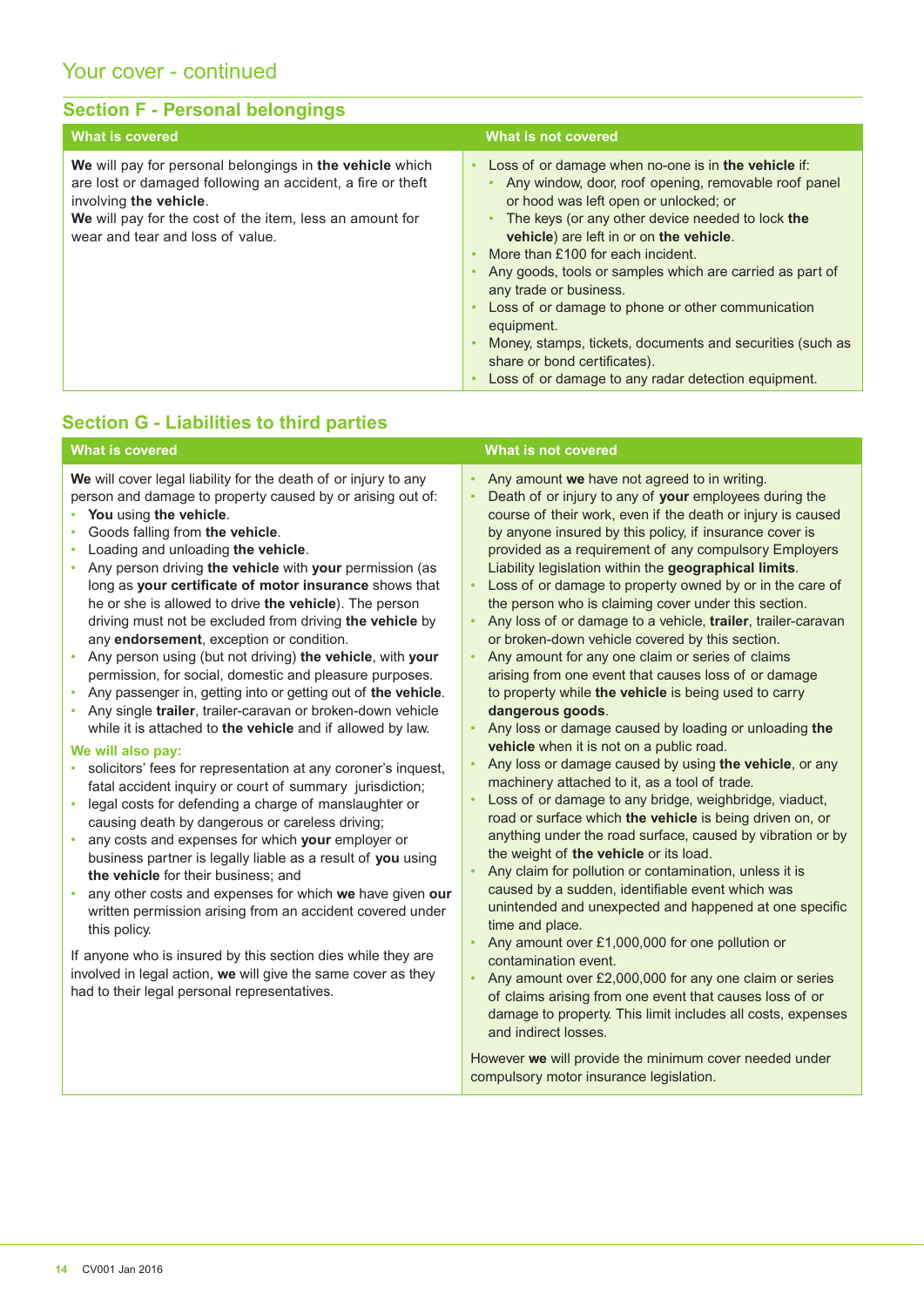## Your cover - continued

### Section F - Personal belongings

| What is covered | What is not covered |
| --- | --- |
| **We** will pay for personal belongings in **the vehicle** which are lost or damaged following an accident, a fire or theft involving **the vehicle**.<br>**We** will pay for the cost of the item, less an amount for wear and tear and loss of value. | • Loss of or damage when no-one is in **the vehicle** if:<br>&nbsp;&nbsp;• Any window, door, roof opening, removable roof panel or hood was left open or unlocked; or<br>&nbsp;&nbsp;• The keys (or any other device needed to lock **the vehicle**) are left in or on **the vehicle**.<br>• More than £100 for each incident.<br>• Any goods, tools or samples which are carried as part of any trade or business.<br>• Loss of or damage to phone or other communication equipment.<br>• Money, stamps, tickets, documents and securities (such as share or bond certificates).<br>• Loss of or damage to any radar detection equipment. |

### Section G - Liabilities to third parties

| What is covered | What is not covered |
| --- | --- |
| **We** will cover legal liability for the death of or injury to any person and damage to property caused by or arising out of:<br>• **You** using **the vehicle**.<br>• Goods falling from **the vehicle**.<br>• Loading and unloading **the vehicle**.<br>• Any person driving **the vehicle** with **your** permission (as long as **your certificate of motor insurance** shows that he or she is allowed to drive **the vehicle**). The person driving must not be excluded from driving **the vehicle** by any **endorsement**, exception or condition.<br>• Any person using (but not driving) **the vehicle**, with **your** permission, for social, domestic and pleasure purposes.<br>• Any passenger in, getting into or getting out of **the vehicle**.<br>• Any single **trailer**, trailer-caravan or broken-down vehicle while it is attached to **the vehicle** and if allowed by law.<br><br>**We will also pay:**<br>• solicitors' fees for representation at any coroner's inquest, fatal accident inquiry or court of summary jurisdiction;<br>• legal costs for defending a charge of manslaughter or causing death by dangerous or careless driving;<br>• any costs and expenses for which **your** employer or business partner is legally liable as a result of **you** using **the vehicle** for their business; and<br>• any other costs and expenses for which **we** have given **our** written permission arising from an accident covered under this policy.<br><br>If anyone who is insured by this section dies while they are involved in legal action, **we** will give the same cover as they had to their legal personal representatives. | • Any amount **we** have not agreed to in writing.<br>• Death of or injury to any of **your** employees during the course of their work, even if the death or injury is caused by anyone insured by this policy, if insurance cover is provided as a requirement of any compulsory Employers Liability legislation within the **geographical limits**.<br>• Loss of or damage to property owned by or in the care of the person who is claiming cover under this section.<br>• Any loss of or damage to a vehicle, **trailer**, trailer-caravan or broken-down vehicle covered by this section.<br>• Any amount for any one claim or series of claims arising from one event that causes loss of or damage to property while **the vehicle** is being used to carry **dangerous goods**.<br>• Any loss or damage caused by loading or unloading **the vehicle** when it is not on a public road.<br>• Any loss or damage caused by using **the vehicle**, or any machinery attached to it, as a tool of trade.<br>• Loss of or damage to any bridge, weighbridge, viaduct, road or surface which **the vehicle** is being driven on, or anything under the road surface, caused by vibration or by the weight of **the vehicle** or its load.<br>• Any claim for pollution or contamination, unless it is caused by a sudden, identifiable event which was unintended and unexpected and happened at one specific time and place.<br>• Any amount over £1,000,000 for one pollution or contamination event.<br>• Any amount over £2,000,000 for any one claim or series of claims arising from one event that causes loss of or damage to property. This limit includes all costs, expenses and indirect losses.<br><br>However **we** will provide the minimum cover needed under compulsory motor insurance legislation. |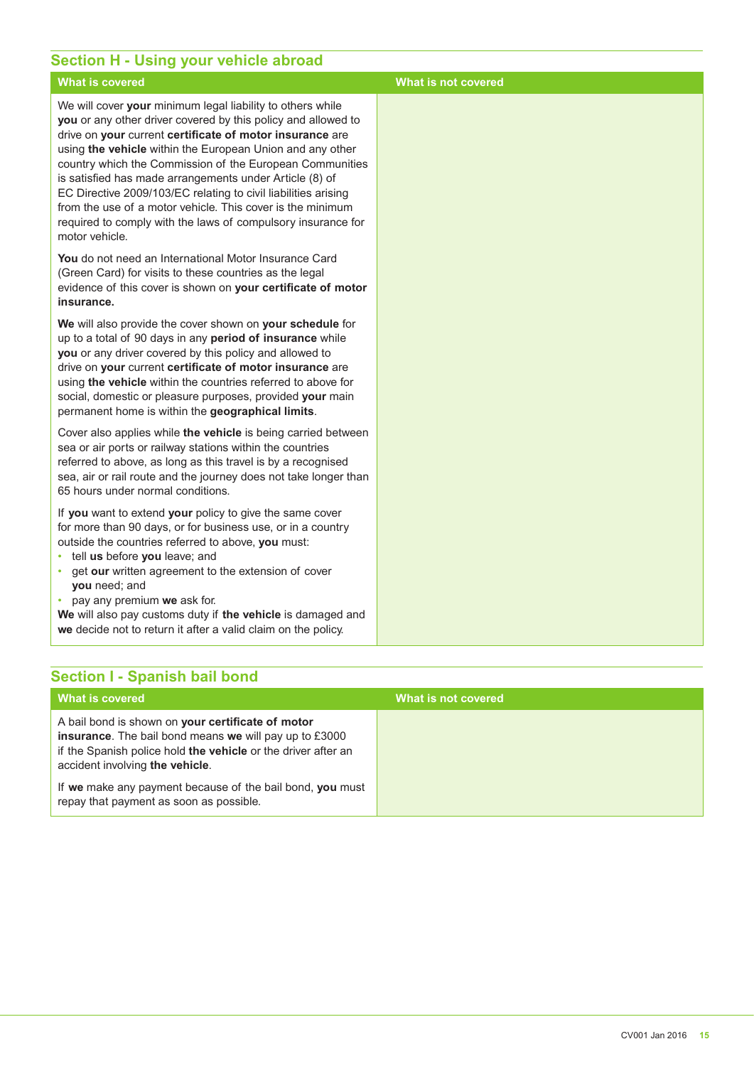## Section H - Using your vehicle abroad

| What is covered | What is not covered |
| --- | --- |
| We will cover **your** minimum legal liability to others while **you** or any other driver covered by this policy and allowed to drive on **your** current **certificate of motor insurance** are using **the vehicle** within the European Union and any other country which the Commission of the European Communities is satisfied has made arrangements under Article (8) of EC Directive 2009/103/EC relating to civil liabilities arising from the use of a motor vehicle. This cover is the minimum required to comply with the laws of compulsory insurance for motor vehicle.<br><br>**You** do not need an International Motor Insurance Card (Green Card) for visits to these countries as the legal evidence of this cover is shown on **your certificate of motor insurance.**<br><br>**We** will also provide the cover shown on **your schedule** for up to a total of 90 days in any **period of insurance** while **you** or any driver covered by this policy and allowed to drive on **your** current **certificate of motor insurance** are using **the vehicle** within the countries referred to above for social, domestic or pleasure purposes, provided **your** main permanent home is within the **geographical limits**.<br><br>Cover also applies while **the vehicle** is being carried between sea or air ports or railway stations within the countries referred to above, as long as this travel is by a recognised sea, air or rail route and the journey does not take longer than 65 hours under normal conditions.<br><br>If **you** want to extend **your** policy to give the same cover for more than 90 days, or for business use, or in a country outside the countries referred to above, **you** must:<br>• tell **us** before **you** leave; and<br>• get **our** written agreement to the extension of cover **you** need; and<br>• pay any premium **we** ask for.<br>**We** will also pay customs duty if **the vehicle** is damaged and **we** decide not to return it after a valid claim on the policy. | |

## Section I - Spanish bail bond

| What is covered | What is not covered |
| --- | --- |
| A bail bond is shown on **your certificate of motor insurance**. The bail bond means **we** will pay up to £3000 if the Spanish police hold **the vehicle** or the driver after an accident involving **the vehicle**.<br><br>If **we** make any payment because of the bail bond, **you** must repay that payment as soon as possible. | |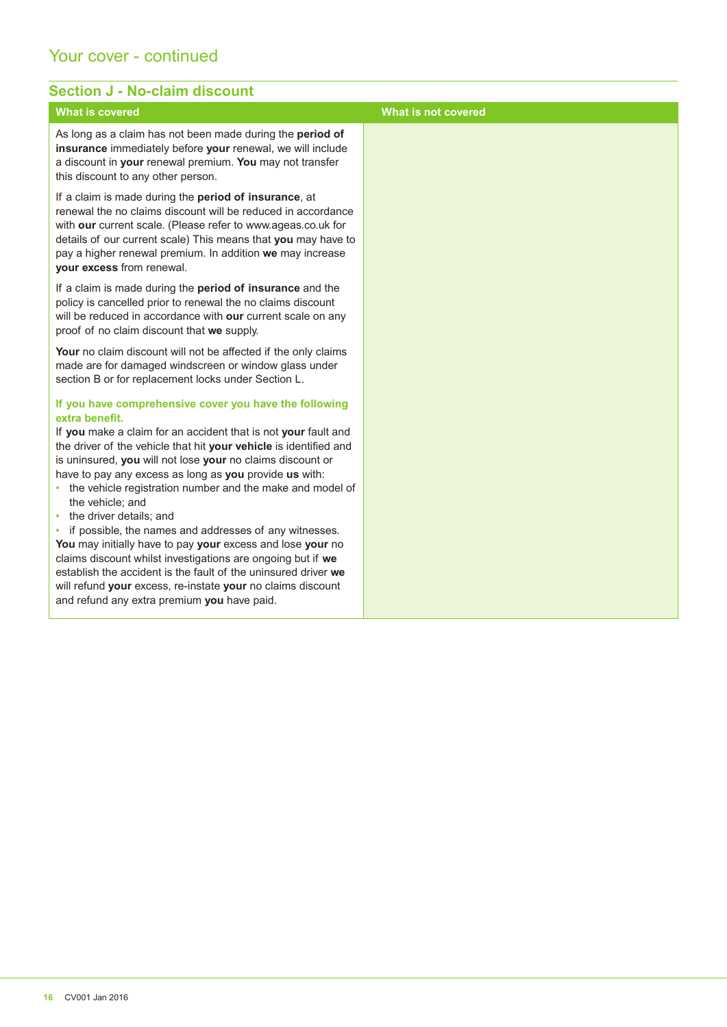## Your cover - continued

### Section J - No-claim discount

| What is covered | What is not covered |
| --- | --- |
| As long as a claim has not been made during the **period of insurance** immediately before **your** renewal, we will include a discount in **your** renewal premium. **You** may not transfer this discount to any other person.<br><br>If a claim is made during the **period of insurance**, at renewal the no claims discount will be reduced in accordance with **our** current scale. (Please refer to www.ageas.co.uk for details of our current scale) This means that **you** may have to pay a higher renewal premium. In addition **we** may increase **your excess** from renewal.<br><br>If a claim is made during the **period of insurance** and the policy is cancelled prior to renewal the no claims discount will be reduced in accordance with **our** current scale on any proof of no claim discount that **we** supply.<br><br>**Your** no claim discount will not be affected if the only claims made are for damaged windscreen or window glass under section B or for replacement locks under Section L.<br><br>**If you have comprehensive cover you have the following extra benefit.**<br>If **you** make a claim for an accident that is not **your** fault and the driver of the vehicle that hit **your vehicle** is identified and is uninsured, **you** will not lose **your** no claims discount or have to pay any excess as long as **you** provide **us** with:<br>• the vehicle registration number and the make and model of the vehicle; and<br>• the driver details; and<br>• if possible, the names and addresses of any witnesses.<br>**You** may initially have to pay **your** excess and lose **your** no claims discount whilst investigations are ongoing but if **we** establish the accident is the fault of the uninsured driver **we** will refund **your** excess, re-instate **your** no claims discount and refund any extra premium **you** have paid. | |

CV001 Jan 2016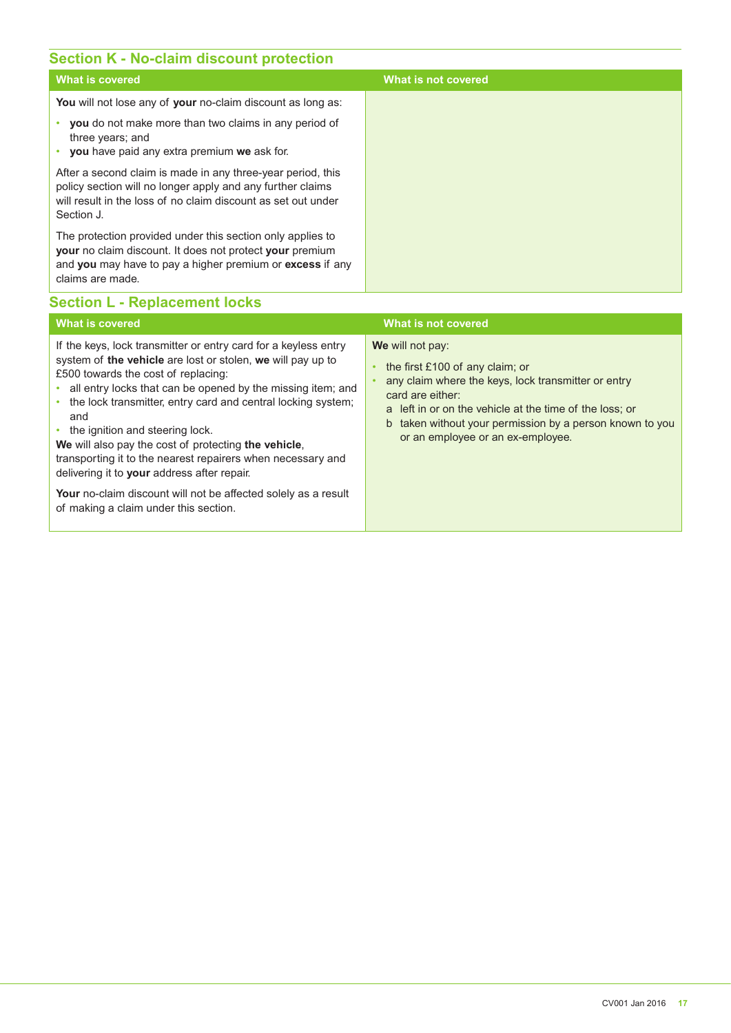## Section K - No-claim discount protection

| What is covered | What is not covered |
|---|---|
| **You** will not lose any of **your** no-claim discount as long as:<br>• **you** do not make more than two claims in any period of three years; and<br>• **you** have paid any extra premium **we** ask for.<br><br>After a second claim is made in any three-year period, this policy section will no longer apply and any further claims will result in the loss of no claim discount as set out under Section J.<br><br>The protection provided under this section only applies to **your** no claim discount. It does not protect **your** premium and **you** may have to pay a higher premium or **excess** if any claims are made. | |

## Section L - Replacement locks

| What is covered | What is not covered |
|---|---|
| If the keys, lock transmitter or entry card for a keyless entry system of **the vehicle** are lost or stolen, **we** will pay up to £500 towards the cost of replacing:<br>• all entry locks that can be opened by the missing item; and<br>• the lock transmitter, entry card and central locking system; and<br>• the ignition and steering lock.<br>**We** will also pay the cost of protecting **the vehicle**, transporting it to the nearest repairers when necessary and delivering it to **your** address after repair.<br><br>**Your** no-claim discount will not be affected solely as a result of making a claim under this section. | **We** will not pay:<br>• the first £100 of any claim; or<br>• any claim where the keys, lock transmitter or entry card are either:<br>a left in or on the vehicle at the time of the loss; or<br>b taken without your permission by a person known to you or an employee or an ex-employee. |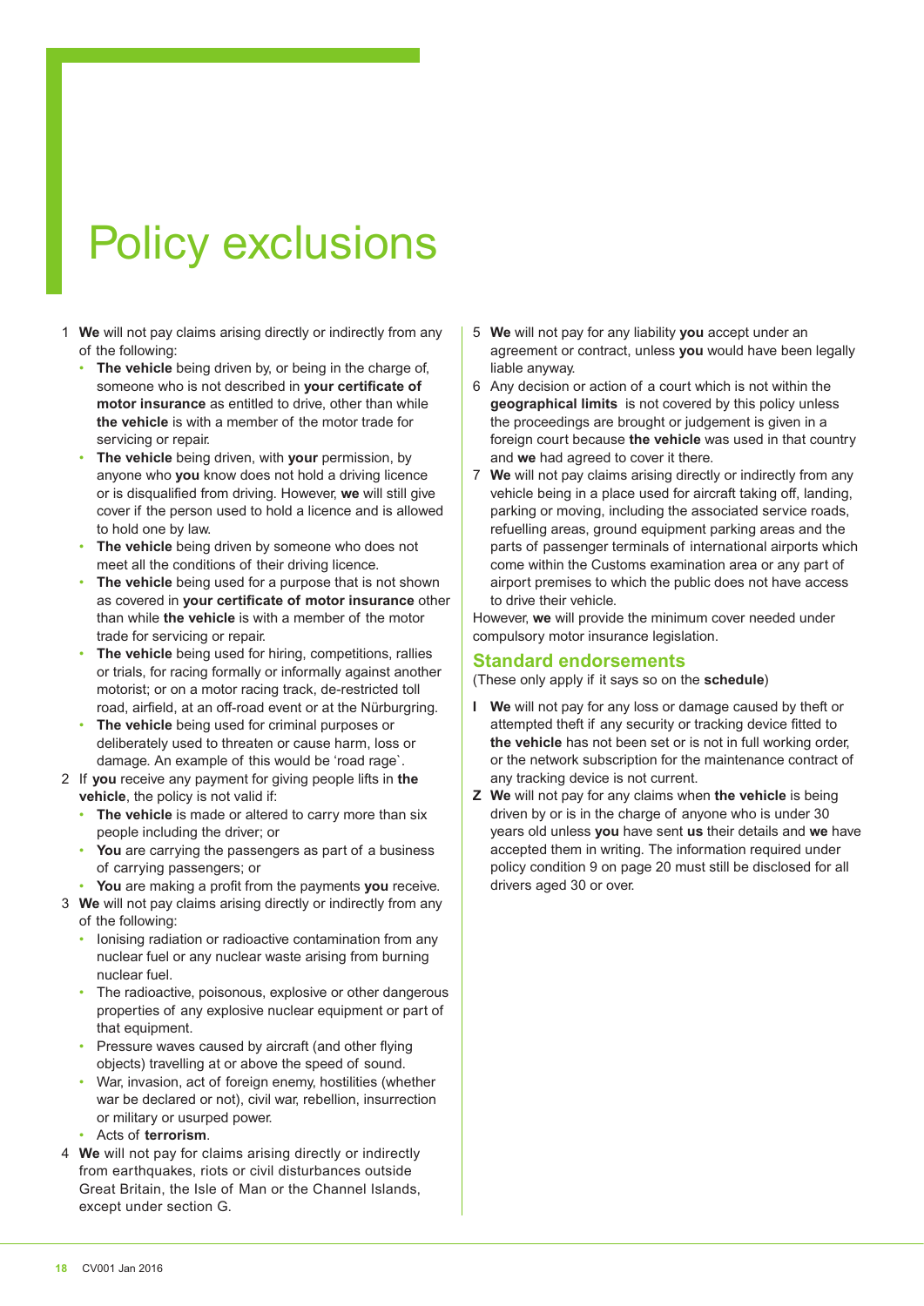# Policy exclusions

1 **We** will not pay claims arising directly or indirectly from any of the following:
   - **The vehicle** being driven by, or being in the charge of, someone who is not described in **your certificate of motor insurance** as entitled to drive, other than while **the vehicle** is with a member of the motor trade for servicing or repair.
   - **The vehicle** being driven, with **your** permission, by anyone who **you** know does not hold a driving licence or is disqualified from driving. However, **we** will still give cover if the person used to hold a licence and is allowed to hold one by law.
   - **The vehicle** being driven by someone who does not meet all the conditions of their driving licence.
   - **The vehicle** being used for a purpose that is not shown as covered in **your certificate of motor insurance** other than while **the vehicle** is with a member of the motor trade for servicing or repair.
   - **The vehicle** being used for hiring, competitions, rallies or trials, for racing formally or informally against another motorist; or on a motor racing track, de-restricted toll road, airfield, at an off-road event or at the Nürburgring.
   - **The vehicle** being used for criminal purposes or deliberately used to threaten or cause harm, loss or damage. An example of this would be 'road rage`.

2 If **you** receive any payment for giving people lifts in **the vehicle**, the policy is not valid if:
   - **The vehicle** is made or altered to carry more than six people including the driver; or
   - **You** are carrying the passengers as part of a business of carrying passengers; or
   - **You** are making a profit from the payments **you** receive.

3 **We** will not pay claims arising directly or indirectly from any of the following:
   - Ionising radiation or radioactive contamination from any nuclear fuel or any nuclear waste arising from burning nuclear fuel.
   - The radioactive, poisonous, explosive or other dangerous properties of any explosive nuclear equipment or part of that equipment.
   - Pressure waves caused by aircraft (and other flying objects) travelling at or above the speed of sound.
   - War, invasion, act of foreign enemy, hostilities (whether war be declared or not), civil war, rebellion, insurrection or military or usurped power.
   - Acts of **terrorism**.

4 **We** will not pay for claims arising directly or indirectly from earthquakes, riots or civil disturbances outside Great Britain, the Isle of Man or the Channel Islands, except under section G.

5 **We** will not pay for any liability **you** accept under an agreement or contract, unless **you** would have been legally liable anyway.

6 Any decision or action of a court which is not within the **geographical limits** is not covered by this policy unless the proceedings are brought or judgement is given in a foreign court because **the vehicle** was used in that country and **we** had agreed to cover it there.

7 **We** will not pay claims arising directly or indirectly from any vehicle being in a place used for aircraft taking off, landing, parking or moving, including the associated service roads, refuelling areas, ground equipment parking areas and the parts of passenger terminals of international airports which come within the Customs examination area or any part of airport premises to which the public does not have access to drive their vehicle.

However, **we** will provide the minimum cover needed under compulsory motor insurance legislation.

## Standard endorsements

(These only apply if it says so on the **schedule**)

**I** **We** will not pay for any loss or damage caused by theft or attempted theft if any security or tracking device fitted to **the vehicle** has not been set or is not in full working order, or the network subscription for the maintenance contract of any tracking device is not current.

**Z** **We** will not pay for any claims when **the vehicle** is being driven by or is in the charge of anyone who is under 30 years old unless **you** have sent **us** their details and **we** have accepted them in writing. The information required under policy condition 9 on page 20 must still be disclosed for all drivers aged 30 or over.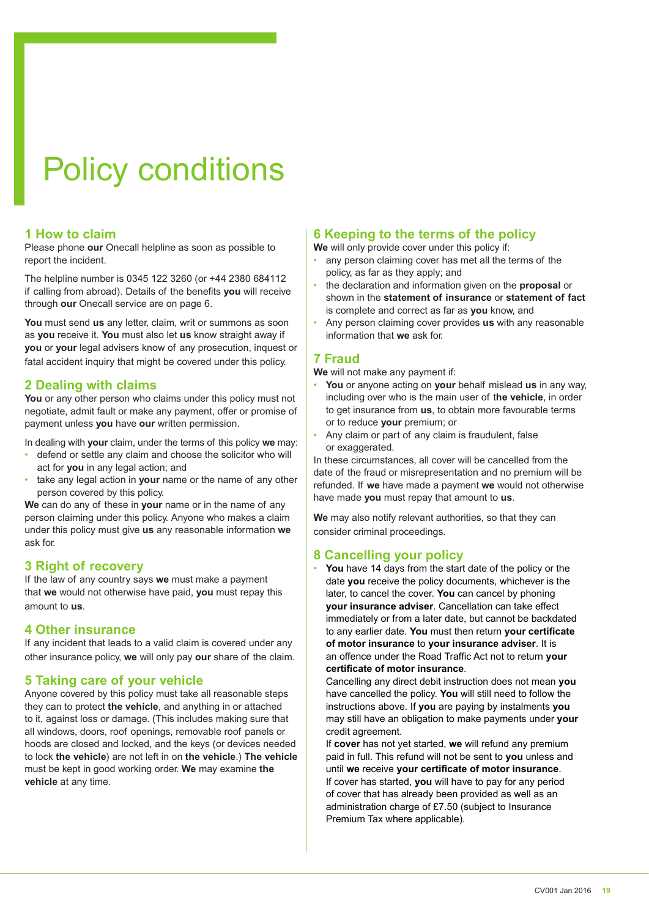# Policy conditions

## 1 How to claim

Please phone **our** Onecall helpline as soon as possible to report the incident.

The helpline number is 0345 122 3260 (or +44 2380 684112 if calling from abroad). Details of the benefits **you** will receive through **our** Onecall service are on page 6.

**You** must send **us** any letter, claim, writ or summons as soon as **you** receive it. **You** must also let **us** know straight away if **you** or **your** legal advisers know of any prosecution, inquest or fatal accident inquiry that might be covered under this policy.

## 2 Dealing with claims

**You** or any other person who claims under this policy must not negotiate, admit fault or make any payment, offer or promise of payment unless **you** have **our** written permission.

In dealing with **your** claim, under the terms of this policy **we** may:

- defend or settle any claim and choose the solicitor who will act for **you** in any legal action; and
- take any legal action in **your** name or the name of any other person covered by this policy.

**We** can do any of these in **your** name or in the name of any person claiming under this policy. Anyone who makes a claim under this policy must give **us** any reasonable information **we** ask for.

## 3 Right of recovery

If the law of any country says **we** must make a payment that **we** would not otherwise have paid, **you** must repay this amount to **us**.

## 4 Other insurance

If any incident that leads to a valid claim is covered under any other insurance policy, **we** will only pay **our** share of the claim.

## 5 Taking care of your vehicle

Anyone covered by this policy must take all reasonable steps they can to protect **the vehicle**, and anything in or attached to it, against loss or damage. (This includes making sure that all windows, doors, roof openings, removable roof panels or hoods are closed and locked, and the keys (or devices needed to lock **the vehicle**) are not left in on **the vehicle**.) **The vehicle** must be kept in good working order. **We** may examine **the vehicle** at any time.

## 6 Keeping to the terms of the policy

**We** will only provide cover under this policy if:

- any person claiming cover has met all the terms of the policy, as far as they apply; and
- the declaration and information given on the **proposal** or shown in the **statement of insurance** or **statement of fact** is complete and correct as far as **you** know, and
- Any person claiming cover provides **us** with any reasonable information that **we** ask for.

## 7 Fraud

**We** will not make any payment if:

- **You** or anyone acting on **your** behalf mislead **us** in any way, including over who is the main user of **the vehicle**, in order to get insurance from **us**, to obtain more favourable terms or to reduce **your** premium; or
- Any claim or part of any claim is fraudulent, false or exaggerated.

In these circumstances, all cover will be cancelled from the date of the fraud or misrepresentation and no premium will be refunded. If **we** have made a payment **we** would not otherwise have made **you** must repay that amount to **us**.

**We** may also notify relevant authorities, so that they can consider criminal proceedings.

## 8 Cancelling your policy

- **You** have 14 days from the start date of the policy or the date **you** receive the policy documents, whichever is the later, to cancel the cover. **You** can cancel by phoning **your insurance adviser**. Cancellation can take effect immediately or from a later date, but cannot be backdated to any earlier date. **You** must then return **your certificate of motor insurance** to **your insurance adviser**. It is an offence under the Road Traffic Act not to return **your certificate of motor insurance**.

  Cancelling any direct debit instruction does not mean **you** have cancelled the policy. **You** will still need to follow the instructions above. If **you** are paying by instalments **you** may still have an obligation to make payments under **your** credit agreement.

  If **cover** has not yet started, **we** will refund any premium paid in full. This refund will not be sent to **you** unless and until **we** receive **your certificate of motor insurance**.

  If cover has started, **you** will have to pay for any period of cover that has already been provided as well as an administration charge of £7.50 (subject to Insurance Premium Tax where applicable).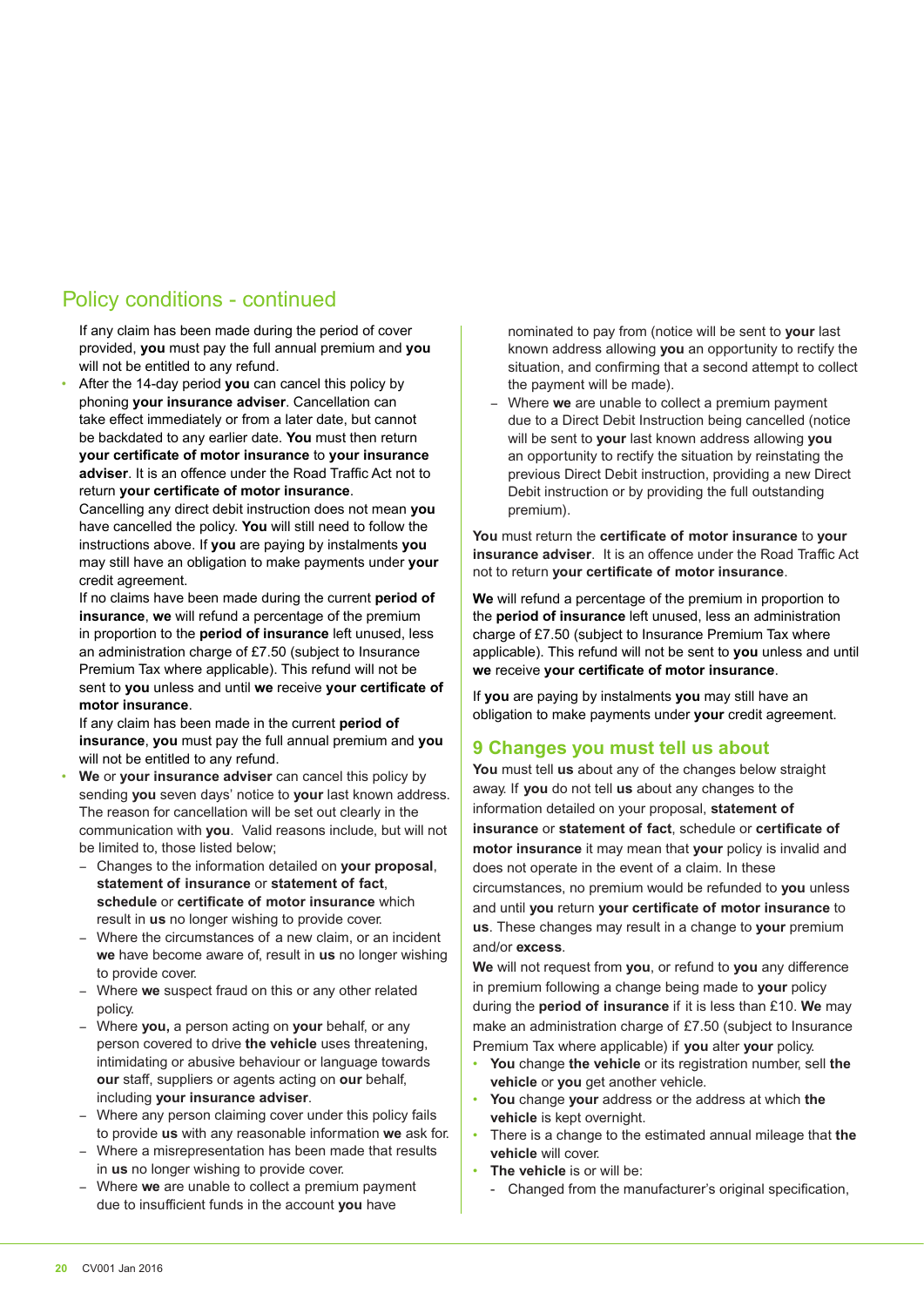## Policy conditions - continued

If any claim has been made during the period of cover provided, **you** must pay the full annual premium and **you** will not be entitled to any refund.

- After the 14-day period **you** can cancel this policy by phoning **your insurance adviser**. Cancellation can take effect immediately or from a later date, but cannot be backdated to any earlier date. **You** must then return **your certificate of motor insurance** to **your insurance adviser**. It is an offence under the Road Traffic Act not to return **your certificate of motor insurance**.

  Cancelling any direct debit instruction does not mean **you** have cancelled the policy. **You** will still need to follow the instructions above. If **you** are paying by instalments **you** may still have an obligation to make payments under **your** credit agreement.

  If no claims have been made during the current **period of insurance**, **we** will refund a percentage of the premium in proportion to the **period of insurance** left unused, less an administration charge of £7.50 (subject to Insurance Premium Tax where applicable). This refund will not be sent to **you** unless and until **we** receive **your certificate of motor insurance**.

  If any claim has been made in the current **period of insurance**, **you** must pay the full annual premium and **you** will not be entitled to any refund.
- **We** or **your insurance adviser** can cancel this policy by sending **you** seven days' notice to **your** last known address. The reason for cancellation will be set out clearly in the communication with **you**. Valid reasons include, but will not be limited to, those listed below;
  - Changes to the information detailed on **your proposal**, **statement of insurance** or **statement of fact**, **schedule** or **certificate of motor insurance** which result in **us** no longer wishing to provide cover.
  - Where the circumstances of a new claim, or an incident **we** have become aware of, result in **us** no longer wishing to provide cover.
  - Where **we** suspect fraud on this or any other related policy.
  - Where **you,** a person acting on **your** behalf, or any person covered to drive **the vehicle** uses threatening, intimidating or abusive behaviour or language towards **our** staff, suppliers or agents acting on **our** behalf, including **your insurance adviser**.
  - Where any person claiming cover under this policy fails to provide **us** with any reasonable information **we** ask for.
  - Where a misrepresentation has been made that results in **us** no longer wishing to provide cover.
  - Where **we** are unable to collect a premium payment due to insufficient funds in the account **you** have nominated to pay from (notice will be sent to **your** last known address allowing **you** an opportunity to rectify the situation, and confirming that a second attempt to collect the payment will be made).
  - Where **we** are unable to collect a premium payment due to a Direct Debit Instruction being cancelled (notice will be sent to **your** last known address allowing **you** an opportunity to rectify the situation by reinstating the previous Direct Debit instruction, providing a new Direct Debit instruction or by providing the full outstanding premium).

**You** must return the **certificate of motor insurance** to **your insurance adviser**. It is an offence under the Road Traffic Act not to return **your certificate of motor insurance**.

**We** will refund a percentage of the premium in proportion to the **period of insurance** left unused, less an administration charge of £7.50 (subject to Insurance Premium Tax where applicable). This refund will not be sent to **you** unless and until **we** receive **your certificate of motor insurance**.

If **you** are paying by instalments **you** may still have an obligation to make payments under **your** credit agreement.

## 9 Changes you must tell us about

**You** must tell **us** about any of the changes below straight away. If **you** do not tell **us** about any changes to the information detailed on your proposal, **statement of insurance** or **statement of fact**, schedule or **certificate of motor insurance** it may mean that **your** policy is invalid and does not operate in the event of a claim. In these circumstances, no premium would be refunded to **you** unless and until **you** return **your certificate of motor insurance** to **us**. These changes may result in a change to **your** premium and/or **excess**.

**We** will not request from **you**, or refund to **you** any difference in premium following a change being made to **your** policy during the **period of insurance** if it is less than £10. **We** may make an administration charge of £7.50 (subject to Insurance Premium Tax where applicable) if **you** alter **your** policy.

- **You** change **the vehicle** or its registration number, sell **the vehicle** or **you** get another vehicle.
- **You** change **your** address or the address at which **the vehicle** is kept overnight.
- There is a change to the estimated annual mileage that **the vehicle** will cover.
- **The vehicle** is or will be:
  - Changed from the manufacturer's original specification,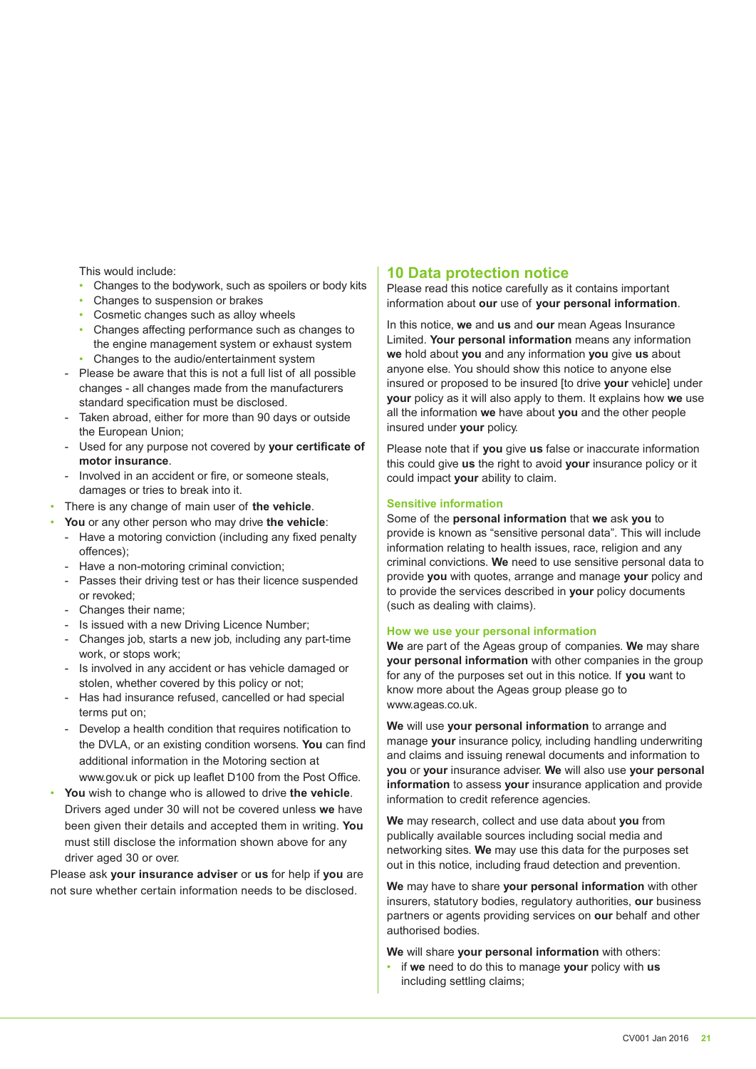This would include:

- Changes to the bodywork, such as spoilers or body kits
- Changes to suspension or brakes
- Cosmetic changes such as alloy wheels
- Changes affecting performance such as changes to the engine management system or exhaust system
- Changes to the audio/entertainment system

- Please be aware that this is not a full list of all possible changes - all changes made from the manufacturers standard specification must be disclosed.
- Taken abroad, either for more than 90 days or outside the European Union;
- Used for any purpose not covered by **your certificate of motor insurance**.
- Involved in an accident or fire, or someone steals, damages or tries to break into it.

- There is any change of main user of **the vehicle**.
- **You** or any other person who may drive **the vehicle**:
  - Have a motoring conviction (including any fixed penalty offences);
  - Have a non-motoring criminal conviction;
  - Passes their driving test or has their licence suspended or revoked;
  - Changes their name;
  - Is issued with a new Driving Licence Number;
  - Changes job, starts a new job, including any part-time work, or stops work;
  - Is involved in any accident or has vehicle damaged or stolen, whether covered by this policy or not;
  - Has had insurance refused, cancelled or had special terms put on;
  - Develop a health condition that requires notification to the DVLA, or an existing condition worsens. **You** can find additional information in the Motoring section at www.gov.uk or pick up leaflet D100 from the Post Office.
- **You** wish to change who is allowed to drive **the vehicle**. Drivers aged under 30 will not be covered unless **we** have been given their details and accepted them in writing. **You** must still disclose the information shown above for any driver aged 30 or over.

Please ask **your insurance adviser** or **us** for help if **you** are not sure whether certain information needs to be disclosed.

## 10 Data protection notice

Please read this notice carefully as it contains important information about **our** use of **your personal information**.

In this notice, **we** and **us** and **our** mean Ageas Insurance Limited. **Your personal information** means any information **we** hold about **you** and any information **you** give **us** about anyone else. You should show this notice to anyone else insured or proposed to be insured [to drive **your** vehicle] under **your** policy as it will also apply to them. It explains how **we** use all the information **we** have about **you** and the other people insured under **your** policy.

Please note that if **you** give **us** false or inaccurate information this could give **us** the right to avoid **your** insurance policy or it could impact **your** ability to claim.

### Sensitive information

Some of the **personal information** that **we** ask **you** to provide is known as "sensitive personal data". This will include information relating to health issues, race, religion and any criminal convictions. **We** need to use sensitive personal data to provide **you** with quotes, arrange and manage **your** policy and to provide the services described in **your** policy documents (such as dealing with claims).

### How we use your personal information

**We** are part of the Ageas group of companies. **We** may share **your personal information** with other companies in the group for any of the purposes set out in this notice. If **you** want to know more about the Ageas group please go to www.ageas.co.uk.

**We** will use **your personal information** to arrange and manage **your** insurance policy, including handling underwriting and claims and issuing renewal documents and information to **you** or **your** insurance adviser. **We** will also use **your personal information** to assess **your** insurance application and provide information to credit reference agencies.

**We** may research, collect and use data about **you** from publically available sources including social media and networking sites. **We** may use this data for the purposes set out in this notice, including fraud detection and prevention.

**We** may have to share **your personal information** with other insurers, statutory bodies, regulatory authorities, **our** business partners or agents providing services on **our** behalf and other authorised bodies.

**We** will share **your personal information** with others:

- if **we** need to do this to manage **your** policy with **us** including settling claims;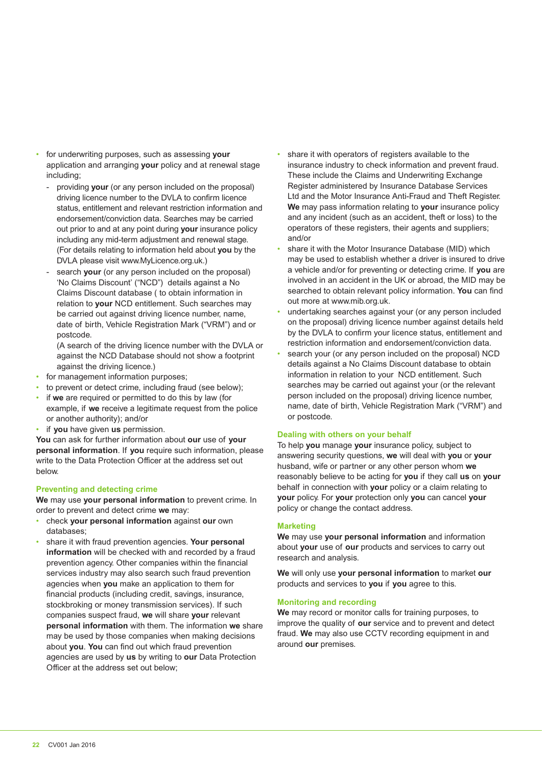- for underwriting purposes, such as assessing **your** application and arranging **your** policy and at renewal stage including;
  - providing **your** (or any person included on the proposal) driving licence number to the DVLA to confirm licence status, entitlement and relevant restriction information and endorsement/conviction data. Searches may be carried out prior to and at any point during **your** insurance policy including any mid-term adjustment and renewal stage. (For details relating to information held about **you** by the DVLA please visit www.MyLicence.org.uk.)
  - search **your** (or any person included on the proposal) 'No Claims Discount' ("NCD") details against a No Claims Discount database ( to obtain information in relation to **your** NCD entitlement. Such searches may be carried out against driving licence number, name, date of birth, Vehicle Registration Mark ("VRM") and or postcode.

    (A search of the driving licence number with the DVLA or against the NCD Database should not show a footprint against the driving licence.)
- for management information purposes;
- to prevent or detect crime, including fraud (see below);
- if **we** are required or permitted to do this by law (for example, if **we** receive a legitimate request from the police or another authority); and/or
- if **you** have given **us** permission.

**You** can ask for further information about **our** use of **your personal information**. If **you** require such information, please write to the Data Protection Officer at the address set out below.

## Preventing and detecting crime

**We** may use **your personal information** to prevent crime. In order to prevent and detect crime **we** may:

- check **your personal information** against **our** own databases;
- share it with fraud prevention agencies. **Your personal information** will be checked with and recorded by a fraud prevention agency. Other companies within the financial services industry may also search such fraud prevention agencies when **you** make an application to them for financial products (including credit, savings, insurance, stockbroking or money transmission services). If such companies suspect fraud, **we** will share **your** relevant **personal information** with them. The information **we** share may be used by those companies when making decisions about **you**. **You** can find out which fraud prevention agencies are used by **us** by writing to **our** Data Protection Officer at the address set out below;
- share it with operators of registers available to the insurance industry to check information and prevent fraud. These include the Claims and Underwriting Exchange Register administered by Insurance Database Services Ltd and the Motor Insurance Anti-Fraud and Theft Register. **We** may pass information relating to **your** insurance policy and any incident (such as an accident, theft or loss) to the operators of these registers, their agents and suppliers; and/or
- share it with the Motor Insurance Database (MID) which may be used to establish whether a driver is insured to drive a vehicle and/or for preventing or detecting crime. If **you** are involved in an accident in the UK or abroad, the MID may be searched to obtain relevant policy information. **You** can find out more at www.mib.org.uk.
- undertaking searches against your (or any person included on the proposal) driving licence number against details held by the DVLA to confirm your licence status, entitlement and restriction information and endorsement/conviction data.
- search your (or any person included on the proposal) NCD details against a No Claims Discount database to obtain information in relation to your NCD entitlement. Such searches may be carried out against your (or the relevant person included on the proposal) driving licence number, name, date of birth, Vehicle Registration Mark ("VRM") and or postcode.

## Dealing with others on your behalf

To help **you** manage **your** insurance policy, subject to answering security questions, **we** will deal with **you** or **your** husband, wife or partner or any other person whom **we** reasonably believe to be acting for **you** if they call **us** on **your** behalf in connection with **your** policy or a claim relating to **your** policy. For **your** protection only **you** can cancel **your** policy or change the contact address.

## Marketing

**We** may use **your personal information** and information about **your** use of **our** products and services to carry out research and analysis.

**We** will only use **your personal information** to market **our** products and services to **you** if **you** agree to this.

## Monitoring and recording

**We** may record or monitor calls for training purposes, to improve the quality of **our** service and to prevent and detect fraud. **We** may also use CCTV recording equipment in and around **our** premises.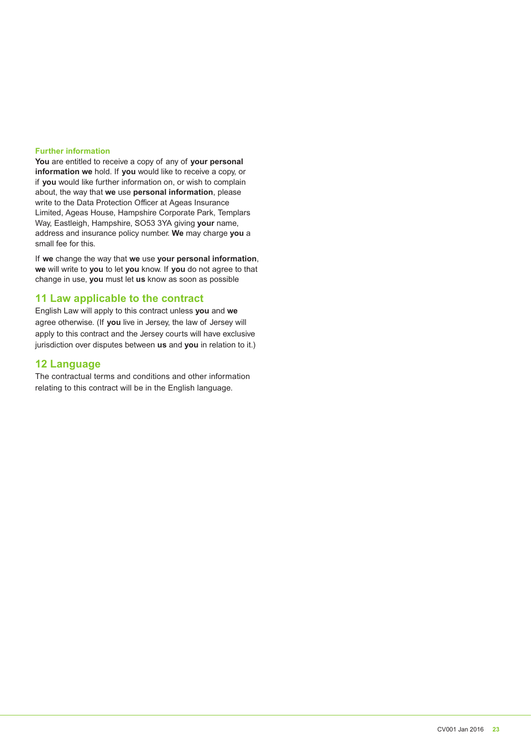### Further information

**You** are entitled to receive a copy of any of **your personal information we** hold. If **you** would like to receive a copy, or if **you** would like further information on, or wish to complain about, the way that **we** use **personal information**, please write to the Data Protection Officer at Ageas Insurance Limited, Ageas House, Hampshire Corporate Park, Templars Way, Eastleigh, Hampshire, SO53 3YA giving **your** name, address and insurance policy number. **We** may charge **you** a small fee for this.

If **we** change the way that **we** use **your personal information**, **we** will write to **you** to let **you** know. If **you** do not agree to that change in use, **you** must let **us** know as soon as possible

## 11 Law applicable to the contract

English Law will apply to this contract unless **you** and **we** agree otherwise. (If **you** live in Jersey, the law of Jersey will apply to this contract and the Jersey courts will have exclusive jurisdiction over disputes between **us** and **you** in relation to it.)

## 12 Language

The contractual terms and conditions and other information relating to this contract will be in the English language.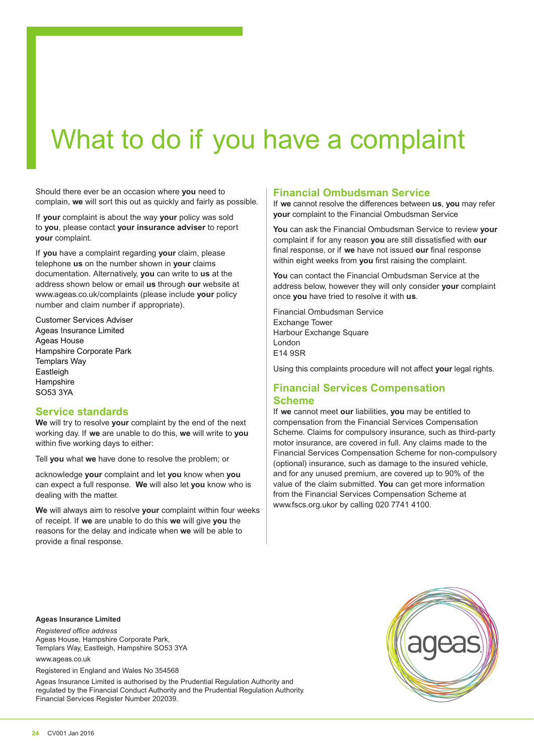# What to do if you have a complaint

Should there ever be an occasion where **you** need to complain, **we** will sort this out as quickly and fairly as possible.

If **your** complaint is about the way **your** policy was sold to **you**, please contact **your insurance adviser** to report **your** complaint.

If **you** have a complaint regarding **your** claim, please telephone **us** on the number shown in **your** claims documentation. Alternatively, **you** can write to **us** at the address shown below or email **us** through **our** website at www.ageas.co.uk/complaints (please include **your** policy number and claim number if appropriate).

Customer Services Adviser
Ageas Insurance Limited
Ageas House
Hampshire Corporate Park
Templars Way
Eastleigh
Hampshire
SO53 3YA

## Service standards

**We** will try to resolve **your** complaint by the end of the next working day. If **we** are unable to do this, **we** will write to **you** within five working days to either:

Tell **you** what **we** have done to resolve the problem; or

acknowledge **your** complaint and let **you** know when **you** can expect a full response. **We** will also let **you** know who is dealing with the matter.

**We** will always aim to resolve **your** complaint within four weeks of receipt. If **we** are unable to do this **we** will give **you** the reasons for the delay and indicate when **we** will be able to provide a final response.

## Financial Ombudsman Service

If **we** cannot resolve the differences between **us**, **you** may refer **your** complaint to the Financial Ombudsman Service

**You** can ask the Financial Ombudsman Service to review **your** complaint if for any reason **you** are still dissatisfied with **our** final response, or if **we** have not issued **our** final response within eight weeks from **you** first raising the complaint.

**You** can contact the Financial Ombudsman Service at the address below, however they will only consider **your** complaint once **you** have tried to resolve it with **us**.

Financial Ombudsman Service
Exchange Tower
Harbour Exchange Square
London
E14 9SR

Using this complaints procedure will not affect **your** legal rights.

## Financial Services Compensation Scheme

If **we** cannot meet **our** liabilities, **you** may be entitled to compensation from the Financial Services Compensation Scheme. Claims for compulsory insurance, such as third-party motor insurance, are covered in full. Any claims made to the Financial Services Compensation Scheme for non-compulsory (optional) insurance, such as damage to the insured vehicle, and for any unused premium, are covered up to 90% of the value of the claim submitted. **You** can get more information from the Financial Services Compensation Scheme at www.fscs.org.ukor by calling 020 7741 4100.

**Ageas Insurance Limited**

*Registered office address*
Ageas House, Hampshire Corporate Park,
Templars Way, Eastleigh, Hampshire SO53 3YA

www.ageas.co.uk

Registered in England and Wales No 354568

Ageas Insurance Limited is authorised by the Prudential Regulation Authority and regulated by the Financial Conduct Authority and the Prudential Regulation Authority. Financial Services Register Number 202039.

CV001 Jan 2016